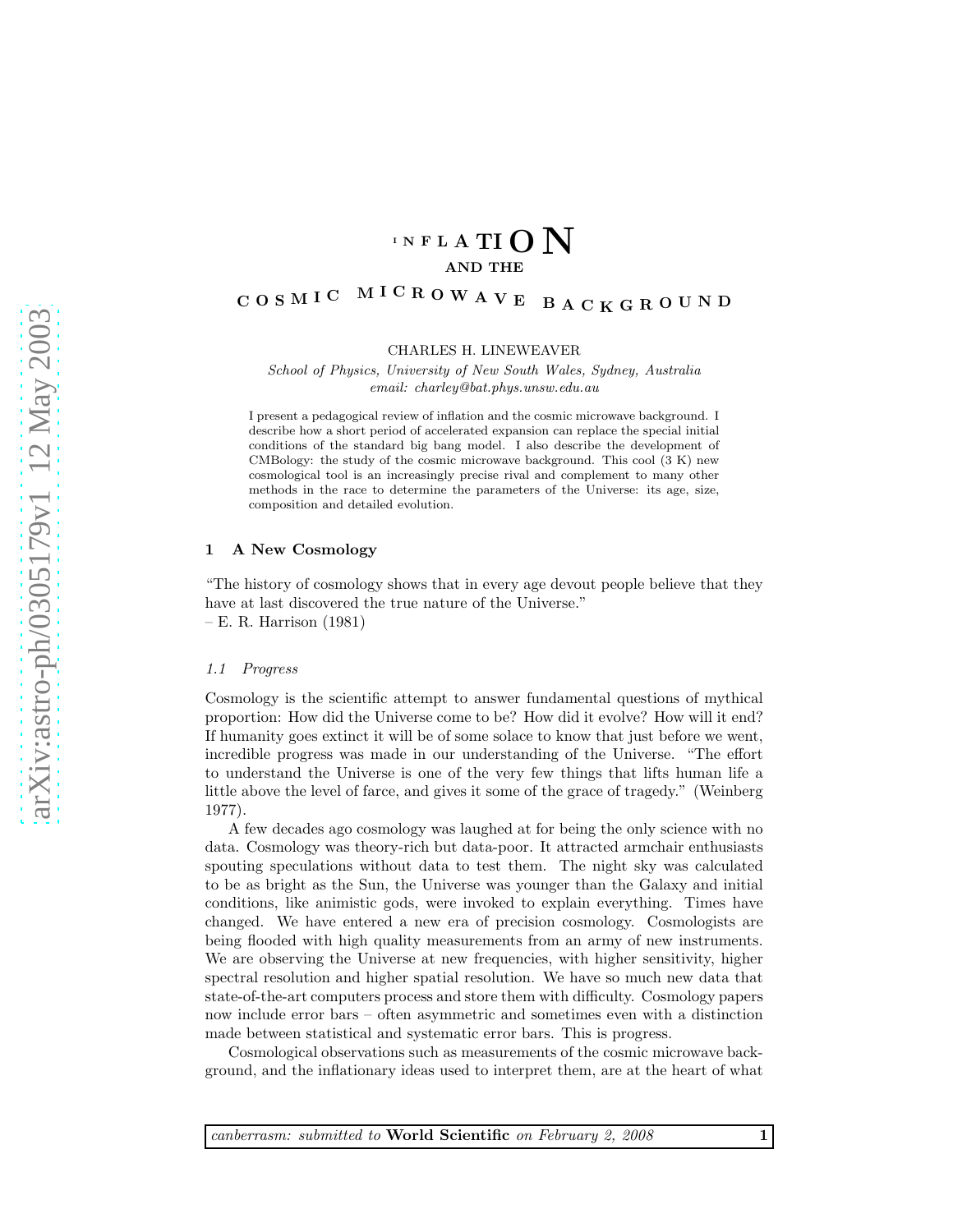# INFLATION AND THE COSMIC MICROWAVE BACKGROUND

CHARLES H. LINEWEAVER

*School of Physics, University of New South Wales, Sydney, Australia*
*email: charley@bat.phys.unsw.edu.au*

I present a pedagogical review of inflation and the cosmic microwave background. I describe how a short period of accelerated expansion can replace the special initial conditions of the standard big bang model. I also describe the development of CMBology: the study of the cosmic microwave background. This cool (3 K) new cosmological tool is an increasingly precise rival and complement to many other methods in the race to determine the parameters of the Universe: its age, size, composition and detailed evolution.

## 1 A New Cosmology

"The history of cosmology shows that in every age devout people believe that they have at last discovered the true nature of the Universe."
– E. R. Harrison (1981)

### *1.1 Progress*

Cosmology is the scientific attempt to answer fundamental questions of mythical proportion: How did the Universe come to be? How did it evolve? How will it end? If humanity goes extinct it will be of some solace to know that just before we went, incredible progress was made in our understanding of the Universe. "The effort to understand the Universe is one of the very few things that lifts human life a little above the level of farce, and gives it some of the grace of tragedy." (Weinberg 1977).

A few decades ago cosmology was laughed at for being the only science with no data. Cosmology was theory-rich but data-poor. It attracted armchair enthusiasts spouting speculations without data to test them. The night sky was calculated to be as bright as the Sun, the Universe was younger than the Galaxy and initial conditions, like animistic gods, were invoked to explain everything. Times have changed. We have entered a new era of precision cosmology. Cosmologists are being flooded with high quality measurements from an army of new instruments. We are observing the Universe at new frequencies, with higher sensitivity, higher spectral resolution and higher spatial resolution. We have so much new data that state-of-the-art computers process and store them with difficulty. Cosmology papers now include error bars – often asymmetric and sometimes even with a distinction made between statistical and systematic error bars. This is progress.

Cosmological observations such as measurements of the cosmic microwave background, and the inflationary ideas used to interpret them, are at the heart of what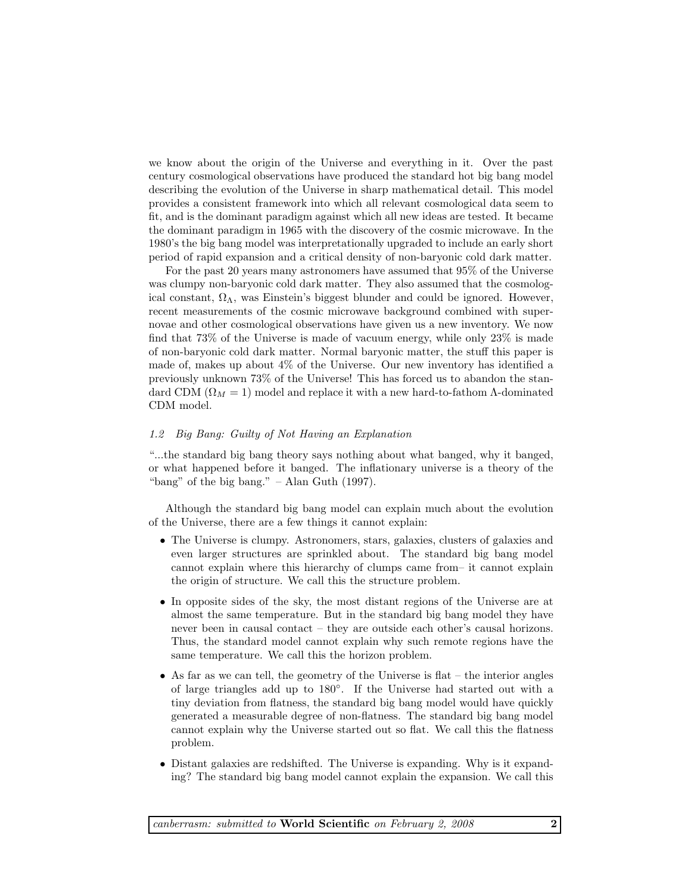we know about the origin of the Universe and everything in it. Over the past century cosmological observations have produced the standard hot big bang model describing the evolution of the Universe in sharp mathematical detail. This model provides a consistent framework into which all relevant cosmological data seem to fit, and is the dominant paradigm against which all new ideas are tested. It became the dominant paradigm in 1965 with the discovery of the cosmic microwave. In the 1980's the big bang model was interpretationally upgraded to include an early short period of rapid expansion and a critical density of non-baryonic cold dark matter.

For the past 20 years many astronomers have assumed that 95% of the Universe was clumpy non-baryonic cold dark matter. They also assumed that the cosmological constant, $\Omega_\Lambda$, was Einstein's biggest blunder and could be ignored. However, recent measurements of the cosmic microwave background combined with supernovae and other cosmological observations have given us a new inventory. We now find that 73% of the Universe is made of vacuum energy, while only 23% is made of non-baryonic cold dark matter. Normal baryonic matter, the stuff this paper is made of, makes up about 4% of the Universe. Our new inventory has identified a previously unknown 73% of the Universe! This has forced us to abandon the standard CDM ($\Omega_M = 1$) model and replace it with a new hard-to-fathom $\Lambda$-dominated CDM model.

### *1.2 Big Bang: Guilty of Not Having an Explanation*

"...the standard big bang theory says nothing about what banged, why it banged, or what happened before it banged. The inflationary universe is a theory of the "bang" of the big bang." – Alan Guth (1997).

Although the standard big bang model can explain much about the evolution of the Universe, there are a few things it cannot explain:

- The Universe is clumpy. Astronomers, stars, galaxies, clusters of galaxies and even larger structures are sprinkled about. The standard big bang model cannot explain where this hierarchy of clumps came from– it cannot explain the origin of structure. We call this the structure problem.
- In opposite sides of the sky, the most distant regions of the Universe are at almost the same temperature. But in the standard big bang model they have never been in causal contact – they are outside each other's causal horizons. Thus, the standard model cannot explain why such remote regions have the same temperature. We call this the horizon problem.
- As far as we can tell, the geometry of the Universe is flat – the interior angles of large triangles add up to 180°. If the Universe had started out with a tiny deviation from flatness, the standard big bang model would have quickly generated a measurable degree of non-flatness. The standard big bang model cannot explain why the Universe started out so flat. We call this the flatness problem.
- Distant galaxies are redshifted. The Universe is expanding. Why is it expanding? The standard big bang model cannot explain the expansion. We call this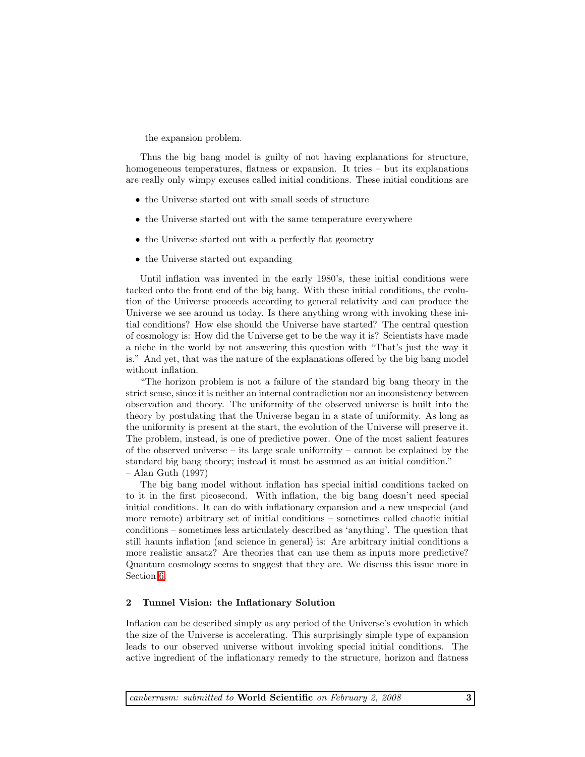the expansion problem.

Thus the big bang model is guilty of not having explanations for structure, homogeneous temperatures, flatness or expansion. It tries – but its explanations are really only wimpy excuses called initial conditions. These initial conditions are

- the Universe started out with small seeds of structure
- the Universe started out with the same temperature everywhere
- the Universe started out with a perfectly flat geometry
- the Universe started out expanding

Until inflation was invented in the early 1980's, these initial conditions were tacked onto the front end of the big bang. With these initial conditions, the evolution of the Universe proceeds according to general relativity and can produce the Universe we see around us today. Is there anything wrong with invoking these initial conditions? How else should the Universe have started? The central question of cosmology is: How did the Universe get to be the way it is? Scientists have made a niche in the world by not answering this question with "That's just the way it is." And yet, that was the nature of the explanations offered by the big bang model without inflation.

"The horizon problem is not a failure of the standard big bang theory in the strict sense, since it is neither an internal contradiction nor an inconsistency between observation and theory. The uniformity of the observed universe is built into the theory by postulating that the Universe began in a state of uniformity. As long as the uniformity is present at the start, the evolution of the Universe will preserve it. The problem, instead, is one of predictive power. One of the most salient features of the observed universe – its large scale uniformity – cannot be explained by the standard big bang theory; instead it must be assumed as an initial condition."
– Alan Guth (1997)

The big bang model without inflation has special initial conditions tacked on to it in the first picosecond. With inflation, the big bang doesn't need special initial conditions. It can do with inflationary expansion and a new unspecial (and more remote) arbitrary set of initial conditions – sometimes called chaotic initial conditions – sometimes less articulately described as 'anything'. The question that still haunts inflation (and science in general) is: Are arbitrary initial conditions a more realistic ansatz? Are theories that can use them as inputs more predictive? Quantum cosmology seems to suggest that they are. We discuss this issue more in Section 6.

## 2 Tunnel Vision: the Inflationary Solution

Inflation can be described simply as any period of the Universe's evolution in which the size of the Universe is accelerating. This surprisingly simple type of expansion leads to our observed universe without invoking special initial conditions. The active ingredient of the inflationary remedy to the structure, horizon and flatness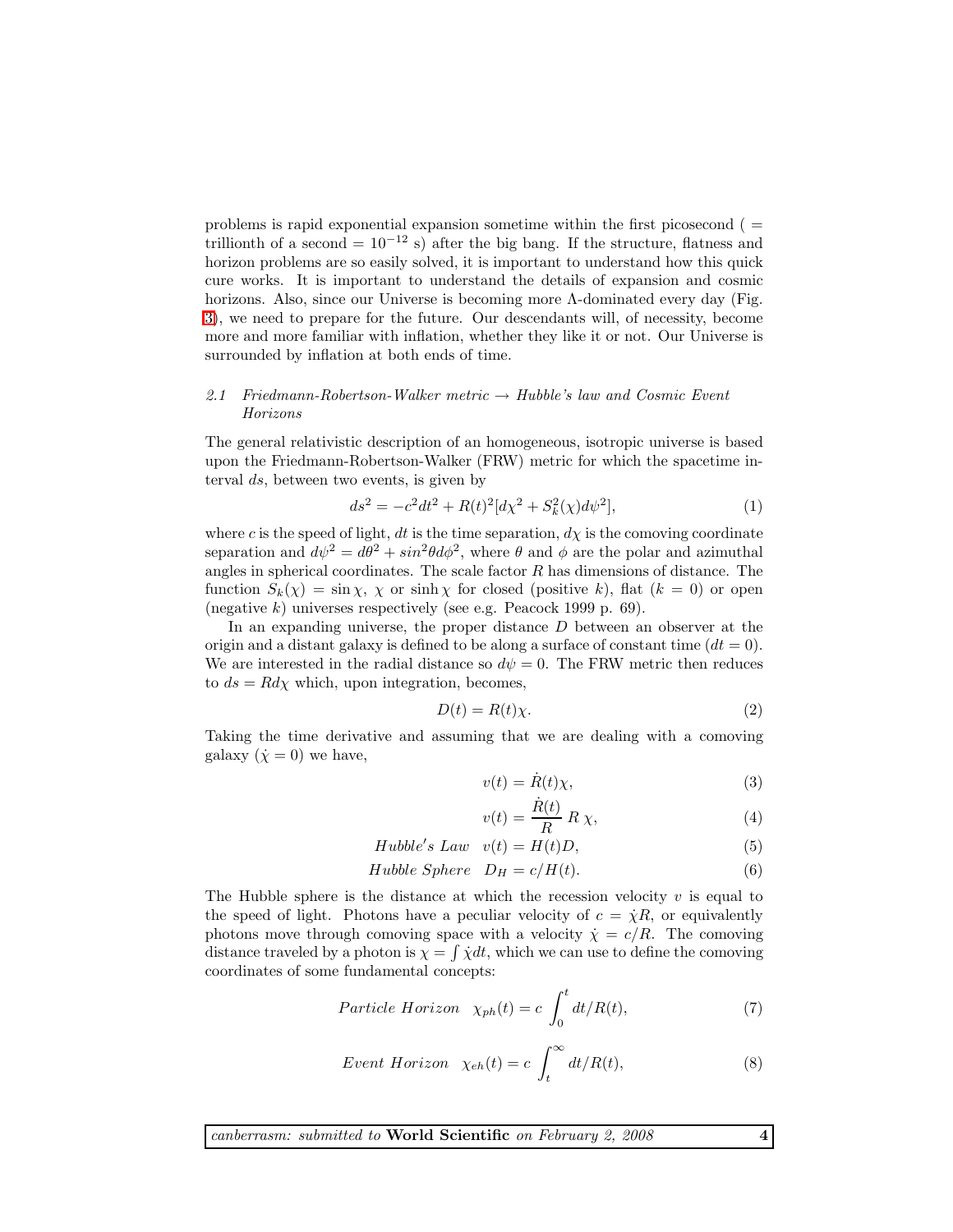problems is rapid exponential expansion sometime within the first picosecond ( = trillionth of a second = $10^{-12}$ s) after the big bang. If the structure, flatness and horizon problems are so easily solved, it is important to understand how this quick cure works. It is important to understand the details of expansion and cosmic horizons. Also, since our Universe is becoming more Λ-dominated every day (Fig. 3), we need to prepare for the future. Our descendants will, of necessity, become more and more familiar with inflation, whether they like it or not. Our Universe is surrounded by inflation at both ends of time.

### *2.1 Friedmann-Robertson-Walker metric → Hubble's law and Cosmic Event Horizons*

The general relativistic description of an homogeneous, isotropic universe is based upon the Friedmann-Robertson-Walker (FRW) metric for which the spacetime interval $ds$, between two events, is given by

$$ds^2 = -c^2dt^2 + R(t)^2[d\chi^2 + S_k^2(\chi)d\psi^2], \tag{1}$$

where $c$ is the speed of light, $dt$ is the time separation, $d\chi$ is the comoving coordinate separation and $d\psi^2 = d\theta^2 + sin^2\theta d\phi^2$, where $\theta$ and $\phi$ are the polar and azimuthal angles in spherical coordinates. The scale factor $R$ has dimensions of distance. The function $S_k(\chi) = \sin\chi$, $\chi$ or $\sinh\chi$ for closed (positive $k$), flat ($k = 0$) or open (negative $k$) universes respectively (see e.g. Peacock 1999 p. 69).

In an expanding universe, the proper distance $D$ between an observer at the origin and a distant galaxy is defined to be along a surface of constant time ($dt = 0$). We are interested in the radial distance so $d\psi = 0$. The FRW metric then reduces to $ds = Rd\chi$ which, upon integration, becomes,

$$D(t) = R(t)\chi. \tag{2}$$

Taking the time derivative and assuming that we are dealing with a comoving galaxy ($\dot{\chi} = 0$) we have,

$$v(t) = \dot{R}(t)\chi, \tag{3}$$

$$v(t) = \frac{\dot{R}(t)}{R}\, R\, \chi, \tag{4}$$

$$Hubble's\ Law \quad v(t) = H(t)D, \tag{5}$$

$$Hubble\ Sphere \quad D_H = c/H(t). \tag{6}$$

The Hubble sphere is the distance at which the recession velocity $v$ is equal to the speed of light. Photons have a peculiar velocity of $c = \dot{\chi}R$, or equivalently photons move through comoving space with a velocity $\dot{\chi} = c/R$. The comoving distance traveled by a photon is $\chi = \int \dot{\chi}dt$, which we can use to define the comoving coordinates of some fundamental concepts:

$$Particle\ Horizon \quad \chi_{ph}(t) = c\int_0^t dt/R(t), \tag{7}$$

$$Event\ Horizon \quad \chi_{eh}(t) = c\int_t^\infty dt/R(t), \tag{8}$$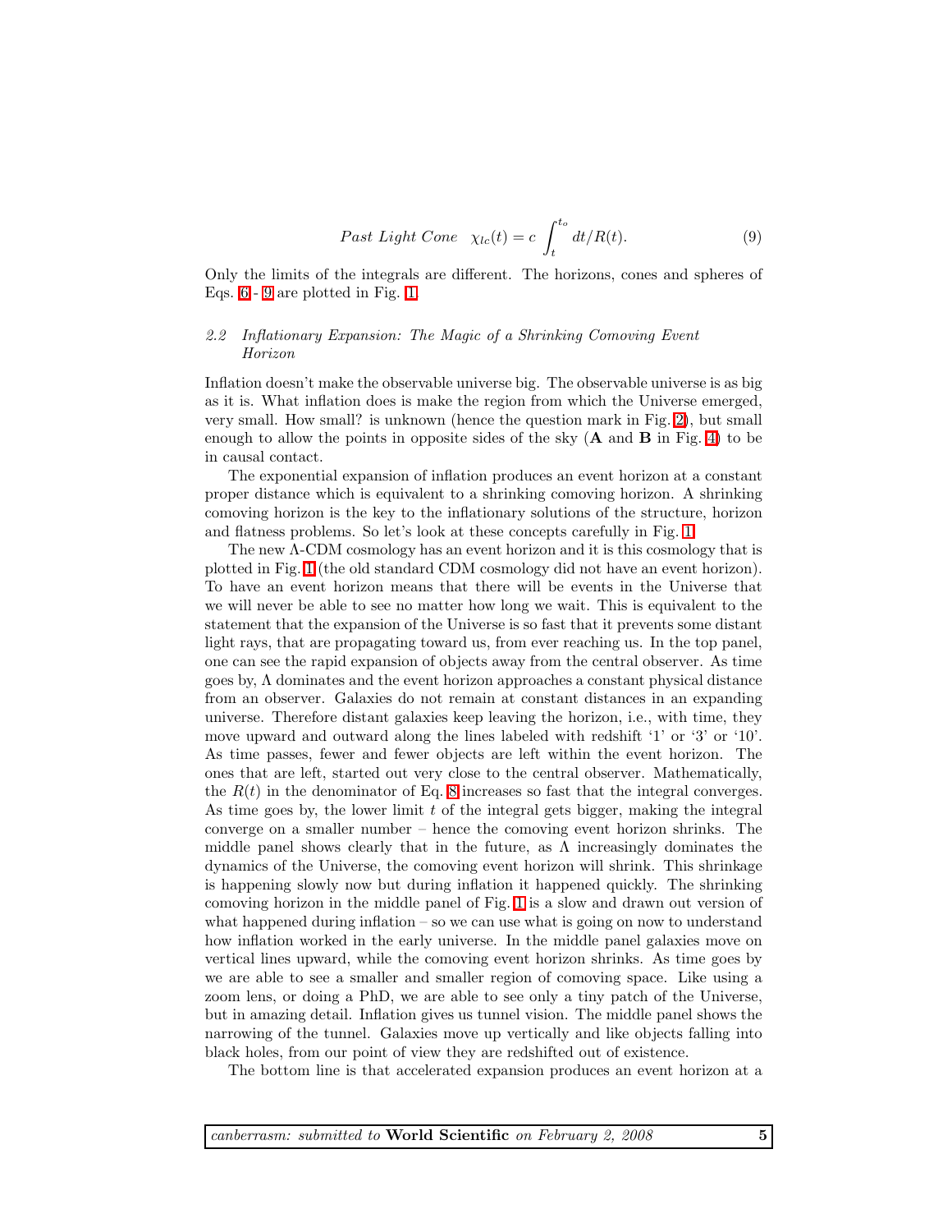$$\textit{Past Light Cone} \quad \chi_{lc}(t) = c \int_{t}^{t_o} dt/R(t). \tag{9}$$

Only the limits of the integrals are different. The horizons, cones and spheres of Eqs. 6 - 9 are plotted in Fig. 1.

### *2.2 Inflationary Expansion: The Magic of a Shrinking Comoving Event Horizon*

Inflation doesn't make the observable universe big. The observable universe is as big as it is. What inflation does is make the region from which the Universe emerged, very small. How small? is unknown (hence the question mark in Fig. 2), but small enough to allow the points in opposite sides of the sky (**A** and **B** in Fig. 4) to be in causal contact.

The exponential expansion of inflation produces an event horizon at a constant proper distance which is equivalent to a shrinking comoving horizon. A shrinking comoving horizon is the key to the inflationary solutions of the structure, horizon and flatness problems. So let's look at these concepts carefully in Fig. 1.

The new $\Lambda$-CDM cosmology has an event horizon and it is this cosmology that is plotted in Fig. 1 (the old standard CDM cosmology did not have an event horizon). To have an event horizon means that there will be events in the Universe that we will never be able to see no matter how long we wait. This is equivalent to the statement that the expansion of the Universe is so fast that it prevents some distant light rays, that are propagating toward us, from ever reaching us. In the top panel, one can see the rapid expansion of objects away from the central observer. As time goes by, $\Lambda$ dominates and the event horizon approaches a constant physical distance from an observer. Galaxies do not remain at constant distances in an expanding universe. Therefore distant galaxies keep leaving the horizon, i.e., with time, they move upward and outward along the lines labeled with redshift '1' or '3' or '10'. As time passes, fewer and fewer objects are left within the event horizon. The ones that are left, started out very close to the central observer. Mathematically, the $R(t)$ in the denominator of Eq. 8 increases so fast that the integral converges. As time goes by, the lower limit $t$ of the integral gets bigger, making the integral converge on a smaller number – hence the comoving event horizon shrinks. The middle panel shows clearly that in the future, as $\Lambda$ increasingly dominates the dynamics of the Universe, the comoving event horizon will shrink. This shrinkage is happening slowly now but during inflation it happened quickly. The shrinking comoving horizon in the middle panel of Fig. 1 is a slow and drawn out version of what happened during inflation – so we can use what is going on now to understand how inflation worked in the early universe. In the middle panel galaxies move on vertical lines upward, while the comoving event horizon shrinks. As time goes by we are able to see a smaller and smaller region of comoving space. Like using a zoom lens, or doing a PhD, we are able to see only a tiny patch of the Universe, but in amazing detail. Inflation gives us tunnel vision. The middle panel shows the narrowing of the tunnel. Galaxies move up vertically and like objects falling into black holes, from our point of view they are redshifted out of existence.

The bottom line is that accelerated expansion produces an event horizon at a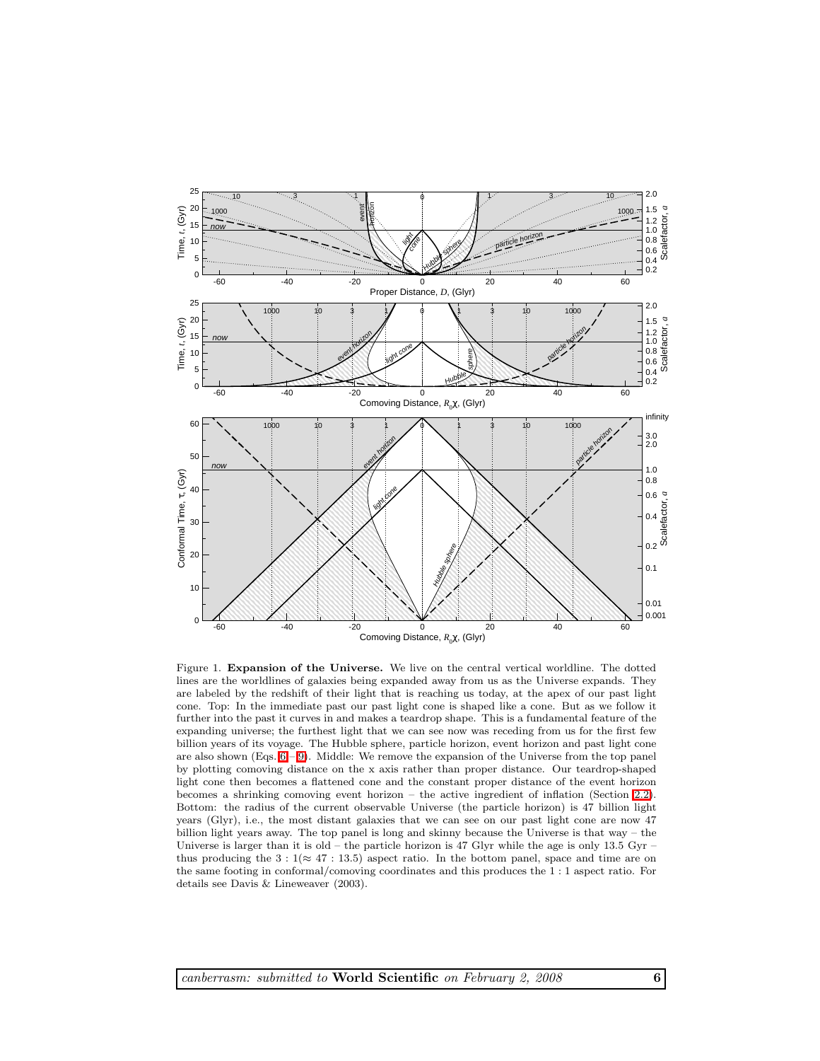Figure 1. **Expansion of the Universe.** We live on the central vertical worldline. The dotted lines are the worldlines of galaxies being expanded away from us as the Universe expands. They are labeled by the redshift of their light that is reaching us today, at the apex of our past light cone. Top: In the immediate past our past light cone is shaped like a cone. But as we follow it further into the past it curves in and makes a teardrop shape. This is a fundamental feature of the expanding universe; the furthest light that we can see now was receding from us for the first few billion years of its voyage. The Hubble sphere, particle horizon, event horizon and past light cone are also shown (Eqs. 6 – 9). Middle: We remove the expansion of the Universe from the top panel by plotting comoving distance on the x axis rather than proper distance. Our teardrop-shaped light cone then becomes a flattened cone and the constant proper distance of the event horizon becomes a shrinking comoving event horizon – the active ingredient of inflation (Section 2.2). Bottom: the radius of the current observable Universe (the particle horizon) is 47 billion light years (Glyr), i.e., the most distant galaxies that we can see on our past light cone are now 47 billion light years away. The top panel is long and skinny because the Universe is that way – the Universe is larger than it is old – the particle horizon is 47 Glyr while the age is only 13.5 Gyr – thus producing the 3 : 1($\approx$ 47 : 13.5) aspect ratio. In the bottom panel, space and time are on the same footing in conformal/comoving coordinates and this produces the 1 : 1 aspect ratio. For details see Davis & Lineweaver (2003).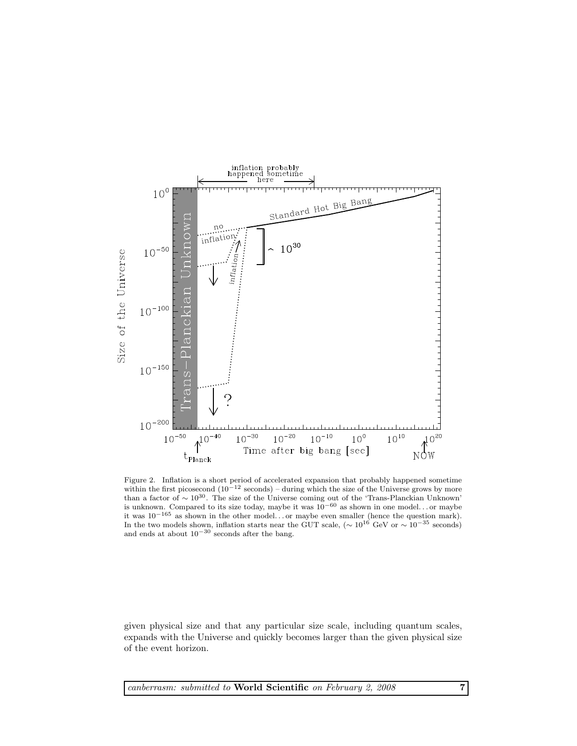Figure 2. Inflation is a short period of accelerated expansion that probably happened sometime within the first picosecond ($10^{-12}$ seconds) – during which the size of the Universe grows by more than a factor of $\sim 10^{30}$. The size of the Universe coming out of the 'Trans-Planckian Unknown' is unknown. Compared to its size today, maybe it was $10^{-60}$ as shown in one model... or maybe it was $10^{-165}$ as shown in the other model... or maybe even smaller (hence the question mark). In the two models shown, inflation starts near the GUT scale, ($\sim 10^{16}$ GeV or $\sim 10^{-35}$ seconds) and ends at about $10^{-30}$ seconds after the bang.

given physical size and that any particular size scale, including quantum scales, expands with the Universe and quickly becomes larger than the given physical size of the event horizon.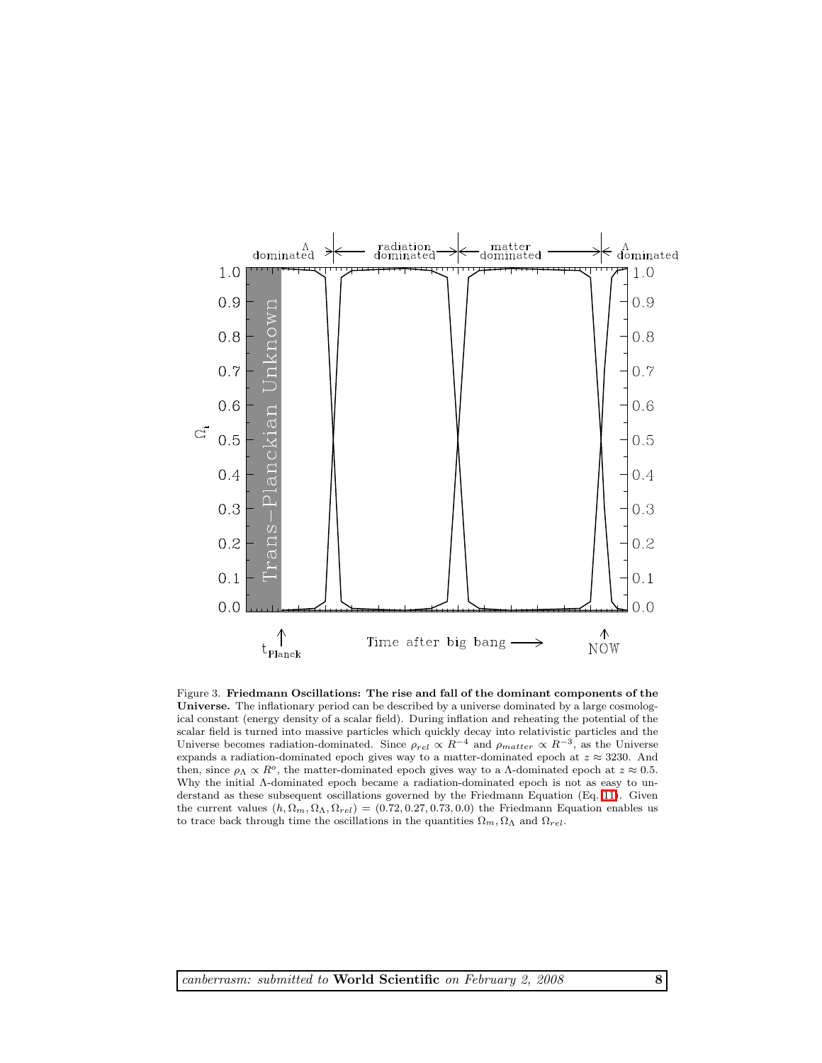Figure 3. **Friedmann Oscillations: The rise and fall of the dominant components of the Universe.** The inflationary period can be described by a universe dominated by a large cosmological constant (energy density of a scalar field). During inflation and reheating the potential of the scalar field is turned into massive particles which quickly decay into relativistic particles and the Universe becomes radiation-dominated. Since $\rho_{rel} \propto R^{-4}$ and $\rho_{matter} \propto R^{-3}$, as the Universe expands a radiation-dominated epoch gives way to a matter-dominated epoch at $z \approx 3230$. And then, since $\rho_{\Lambda} \propto R^{o}$, the matter-dominated epoch gives way to a $\Lambda$-dominated epoch at $z \approx 0.5$. Why the initial $\Lambda$-dominated epoch became a radiation-dominated epoch is not as easy to understand as these subsequent oscillations governed by the Friedmann Equation (Eq. 11). Given the current values $(h, \Omega_m, \Omega_\Lambda, \Omega_{rel}) = (0.72, 0.27, 0.73, 0.0)$ the Friedmann Equation enables us to trace back through time the oscillations in the quantities $\Omega_m, \Omega_\Lambda$ and $\Omega_{rel}$.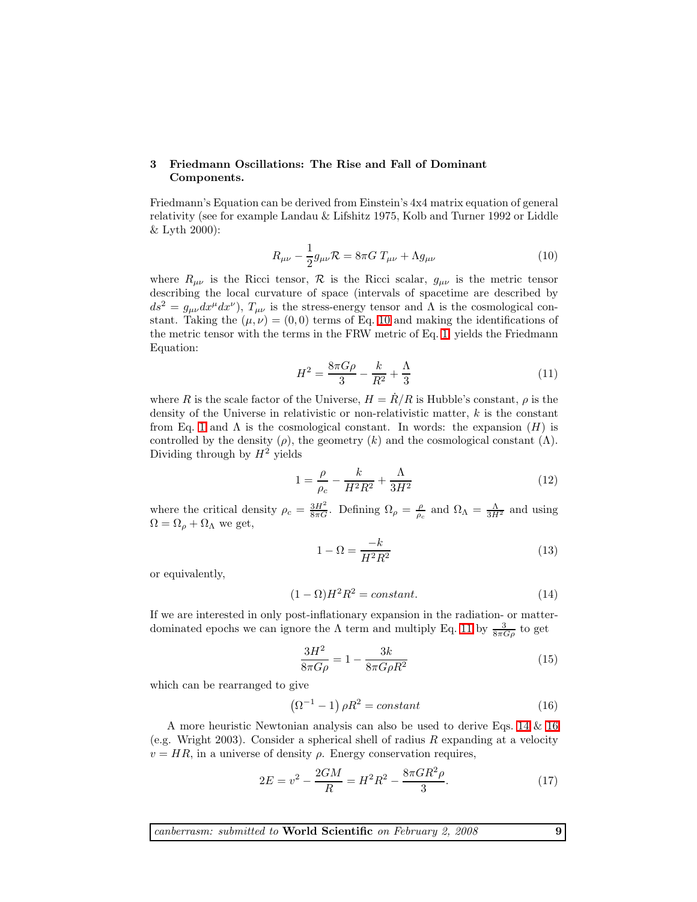## 3 Friedmann Oscillations: The Rise and Fall of Dominant Components.

Friedmann's Equation can be derived from Einstein's 4x4 matrix equation of general relativity (see for example Landau & Lifshitz 1975, Kolb and Turner 1992 or Liddle & Lyth 2000):

$$R_{\mu\nu} - \frac{1}{2} g_{\mu\nu} \mathcal{R} = 8\pi G \, T_{\mu\nu} + \Lambda g_{\mu\nu} \tag{10}$$

where $R_{\mu\nu}$ is the Ricci tensor, $\mathcal{R}$ is the Ricci scalar, $g_{\mu\nu}$ is the metric tensor describing the local curvature of space (intervals of spacetime are described by $ds^2 = g_{\mu\nu} dx^\mu dx^\nu$), $T_{\mu\nu}$ is the stress-energy tensor and $\Lambda$ is the cosmological constant. Taking the $(\mu, \nu) = (0, 0)$ terms of Eq. 10 and making the identifications of the metric tensor with the terms in the FRW metric of Eq. 1 yields the Friedmann Equation:

$$H^2 = \frac{8\pi G \rho}{3} - \frac{k}{R^2} + \frac{\Lambda}{3} \tag{11}$$

where $R$ is the scale factor of the Universe, $H = \dot{R}/R$ is Hubble's constant, $\rho$ is the density of the Universe in relativistic or non-relativistic matter, $k$ is the constant from Eq. 1 and $\Lambda$ is the cosmological constant. In words: the expansion ($H$) is controlled by the density ($\rho$), the geometry ($k$) and the cosmological constant ($\Lambda$). Dividing through by $H^2$ yields

$$1 = \frac{\rho}{\rho_c} - \frac{k}{H^2 R^2} + \frac{\Lambda}{3H^2} \tag{12}$$

where the critical density $\rho_c = \frac{3H^2}{8\pi G}$. Defining $\Omega_\rho = \frac{\rho}{\rho_c}$ and $\Omega_\Lambda = \frac{\Lambda}{3H^2}$ and using $\Omega = \Omega_\rho + \Omega_\Lambda$ we get,

$$1 - \Omega = \frac{-k}{H^2 R^2} \tag{13}$$

or equivalently,

$$(1 - \Omega) H^2 R^2 = constant. \tag{14}$$

If we are interested in only post-inflationary expansion in the radiation- or matter-dominated epochs we can ignore the $\Lambda$ term and multiply Eq. 11 by $\frac{3}{8\pi G \rho}$ to get

$$\frac{3H^2}{8\pi G \rho} = 1 - \frac{3k}{8\pi G \rho R^2} \tag{15}$$

which can be rearranged to give

$$\left(\Omega^{-1} - 1\right) \rho R^2 = constant \tag{16}$$

A more heuristic Newtonian analysis can also be used to derive Eqs. 14 & 16 (e.g. Wright 2003). Consider a spherical shell of radius $R$ expanding at a velocity $v = HR$, in a universe of density $\rho$. Energy conservation requires,

$$2E = v^2 - \frac{2GM}{R} = H^2 R^2 - \frac{8\pi G R^2 \rho}{3}. \tag{17}$$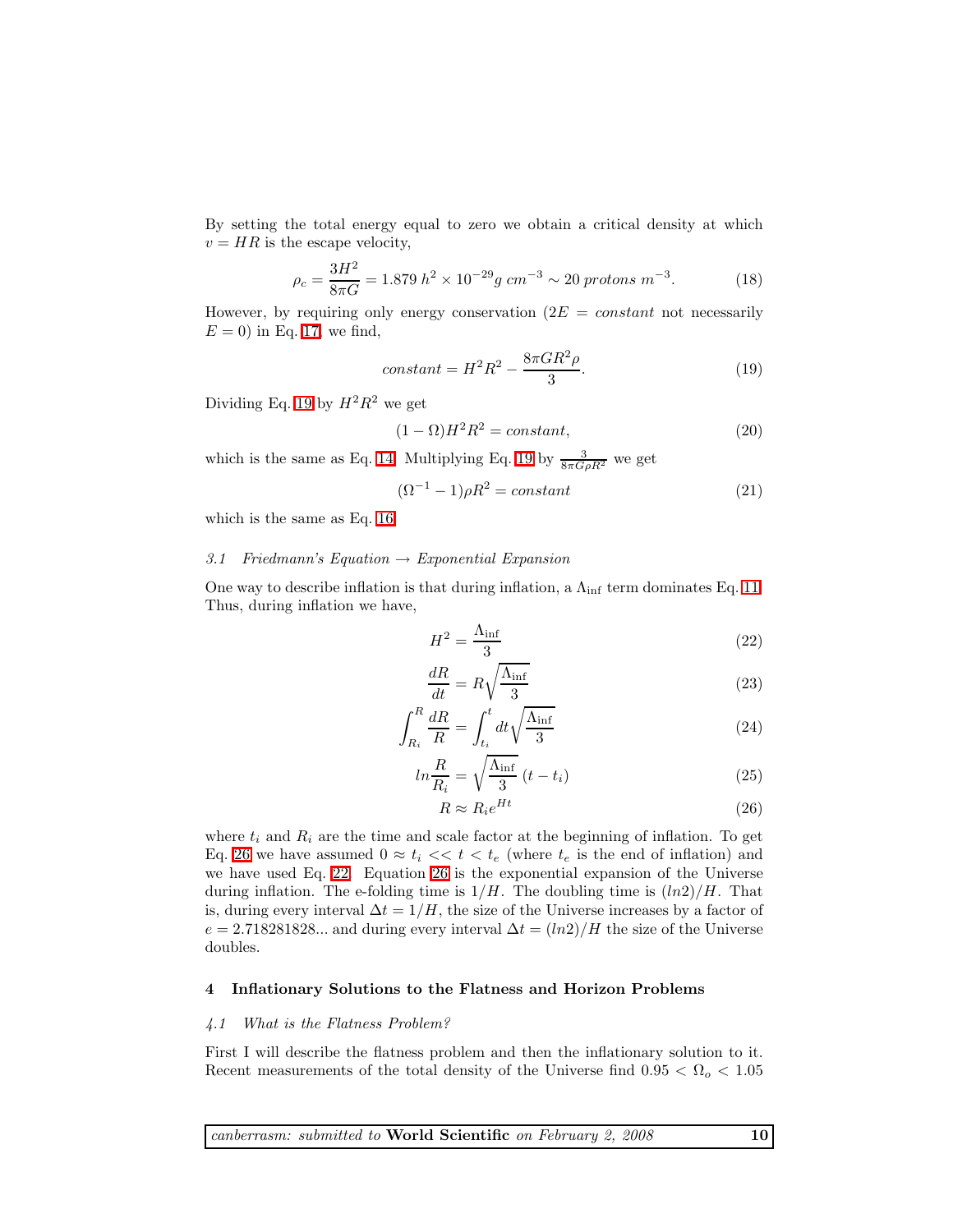By setting the total energy equal to zero we obtain a critical density at which $v = HR$ is the escape velocity,

$$\rho_c = \frac{3H^2}{8\pi G} = 1.879\ h^2 \times 10^{-29} g\ cm^{-3} \sim 20\ protons\ m^{-3}. \tag{18}$$

However, by requiring only energy conservation ($2E = constant$ not necessarily $E = 0$) in Eq. 17, we find,

$$constant = H^2R^2 - \frac{8\pi G R^2 \rho}{3}. \tag{19}$$

Dividing Eq. 19 by $H^2R^2$ we get

$$(1-\Omega)H^2R^2 = constant, \tag{20}$$

which is the same as Eq. 14. Multiplying Eq. 19 by $\frac{3}{8\pi G\rho R^2}$ we get

$$(\Omega^{-1} - 1)\rho R^2 = constant \tag{21}$$

which is the same as Eq. 16.

### 3.1 *Friedmann's Equation → Exponential Expansion*

One way to describe inflation is that during inflation, a $\Lambda_{\rm inf}$ term dominates Eq. 11. Thus, during inflation we have,

$$H^2 = \frac{\Lambda_{\rm inf}}{3} \tag{22}$$

$$\frac{dR}{dt} = R\sqrt{\frac{\Lambda_{\rm inf}}{3}} \tag{23}$$

$$\int_{R_i}^{R} \frac{dR}{R} = \int_{t_i}^{t} dt \sqrt{\frac{\Lambda_{\rm inf}}{3}} \tag{24}$$

$$ln\frac{R}{R_i} = \sqrt{\frac{\Lambda_{\rm inf}}{3}}\ (t - t_i) \tag{25}$$

$$R \approx R_i e^{Ht} \tag{26}$$

where $t_i$ and $R_i$ are the time and scale factor at the beginning of inflation. To get Eq. 26 we have assumed $0 \approx t_i << t < t_e$ (where $t_e$ is the end of inflation) and we have used Eq. 22. Equation 26 is the exponential expansion of the Universe during inflation. The e-folding time is $1/H$. The doubling time is $(ln2)/H$. That is, during every interval $\Delta t = 1/H$, the size of the Universe increases by a factor of $e = 2.718281828...$ and during every interval $\Delta t = (ln2)/H$ the size of the Universe doubles.

## 4 Inflationary Solutions to the Flatness and Horizon Problems

### 4.1 *What is the Flatness Problem?*

First I will describe the flatness problem and then the inflationary solution to it. Recent measurements of the total density of the Universe find $0.95 < \Omega_o < 1.05$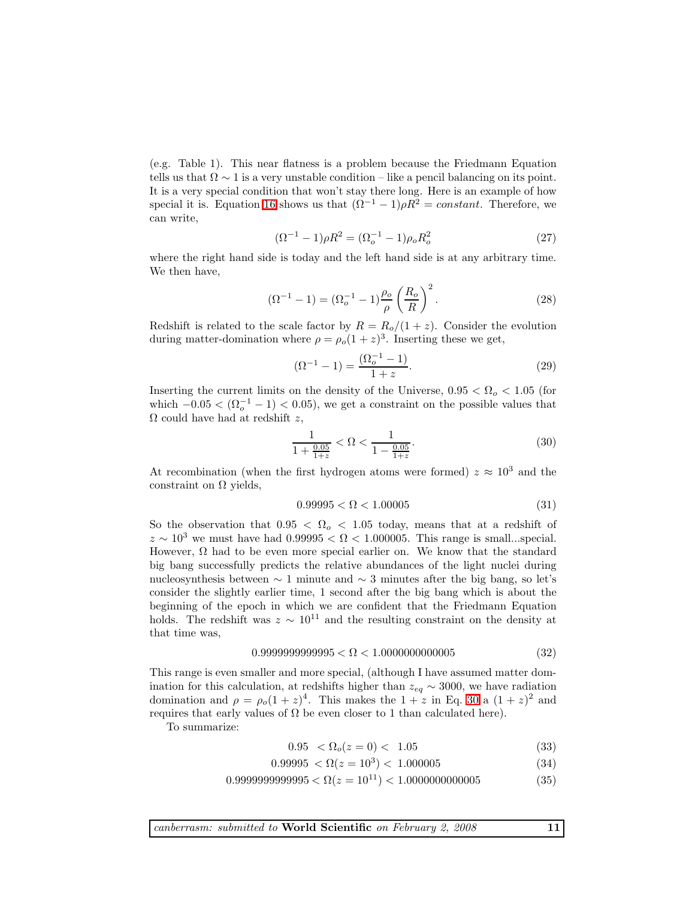(e.g. Table 1). This near flatness is a problem because the Friedmann Equation tells us that $\Omega \sim 1$ is a very unstable condition – like a pencil balancing on its point. It is a very special condition that won't stay there long. Here is an example of how special it is. Equation 16 shows us that $(\Omega^{-1} - 1)\rho R^2 = constant$. Therefore, we can write,

$$(\Omega^{-1} - 1)\rho R^2 = (\Omega_o^{-1} - 1)\rho_o R_o^2 \tag{27}$$

where the right hand side is today and the left hand side is at any arbitrary time. We then have,

$$(\Omega^{-1} - 1) = (\Omega_o^{-1} - 1)\frac{\rho_o}{\rho}\left(\frac{R_o}{R}\right)^2. \tag{28}$$

Redshift is related to the scale factor by $R = R_o/(1+z)$. Consider the evolution during matter-domination where $\rho = \rho_o(1+z)^3$. Inserting these we get,

$$(\Omega^{-1} - 1) = \frac{(\Omega_o^{-1} - 1)}{1+z}. \tag{29}$$

Inserting the current limits on the density of the Universe, $0.95 < \Omega_o < 1.05$ (for which $-0.05 < (\Omega_o^{-1} - 1) < 0.05$), we get a constraint on the possible values that $\Omega$ could have had at redshift $z$,

$$\frac{1}{1 + \frac{0.05}{1+z}} < \Omega < \frac{1}{1 - \frac{0.05}{1+z}}. \tag{30}$$

At recombination (when the first hydrogen atoms were formed) $z \approx 10^3$ and the constraint on $\Omega$ yields,

$$0.99995 < \Omega < 1.00005 \tag{31}$$

So the observation that $0.95 < \Omega_o < 1.05$ today, means that at a redshift of $z \sim 10^3$ we must have had $0.99995 < \Omega < 1.000005$. This range is small...special. However, $\Omega$ had to be even more special earlier on. We know that the standard big bang successfully predicts the relative abundances of the light nuclei during nucleosynthesis between $\sim 1$ minute and $\sim 3$ minutes after the big bang, so let's consider the slightly earlier time, 1 second after the big bang which is about the beginning of the epoch in which we are confident that the Friedmann Equation holds. The redshift was $z \sim 10^{11}$ and the resulting constraint on the density at that time was,

$$0.9999999999995 < \Omega < 1.0000000000005 \tag{32}$$

This range is even smaller and more special, (although I have assumed matter domination for this calculation, at redshifts higher than $z_{eq} \sim 3000$, we have radiation domination and $\rho = \rho_o(1+z)^4$. This makes the $1+z$ in Eq. 30 a $(1+z)^2$ and requires that early values of $\Omega$ be even closer to 1 than calculated here).

To summarize:

$$0.95 \;\; < \Omega_o(z=0) < \;\; 1.05 \tag{33}$$

$$0.99995 \; < \Omega(z=10^3) < \; 1.000005 \tag{34}$$

$$0.9999999999995 < \Omega(z=10^{11}) < 1.0000000000005 \tag{35}$$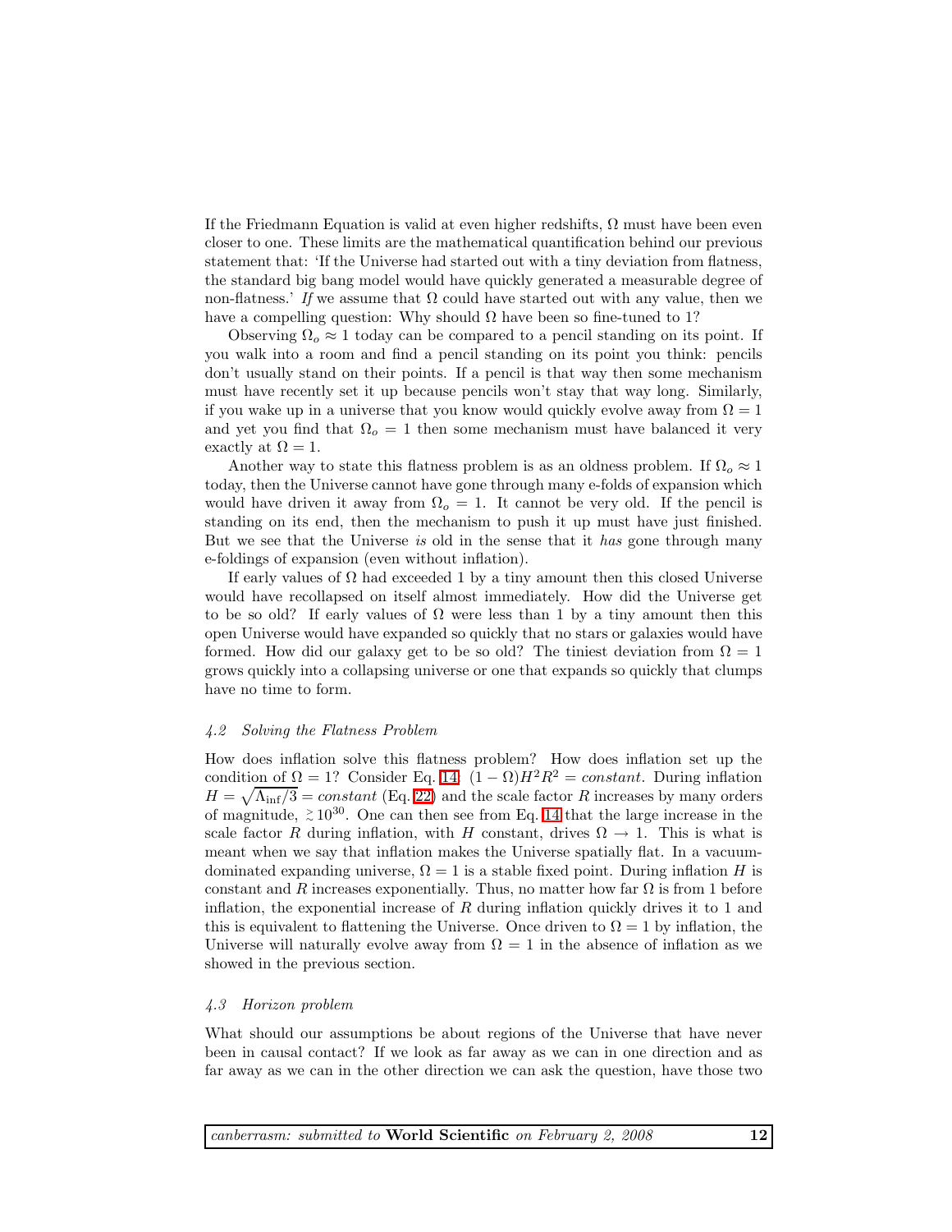If the Friedmann Equation is valid at even higher redshifts, $\Omega$ must have been even closer to one. These limits are the mathematical quantification behind our previous statement that: 'If the Universe had started out with a tiny deviation from flatness, the standard big bang model would have quickly generated a measurable degree of non-flatness.' *If* we assume that $\Omega$ could have started out with any value, then we have a compelling question: Why should $\Omega$ have been so fine-tuned to 1?

Observing $\Omega_o \approx 1$ today can be compared to a pencil standing on its point. If you walk into a room and find a pencil standing on its point you think: pencils don't usually stand on their points. If a pencil is that way then some mechanism must have recently set it up because pencils won't stay that way long. Similarly, if you wake up in a universe that you know would quickly evolve away from $\Omega = 1$ and yet you find that $\Omega_o = 1$ then some mechanism must have balanced it very exactly at $\Omega = 1$.

Another way to state this flatness problem is as an oldness problem. If $\Omega_o \approx 1$ today, then the Universe cannot have gone through many e-folds of expansion which would have driven it away from $\Omega_o = 1$. It cannot be very old. If the pencil is standing on its end, then the mechanism to push it up must have just finished. But we see that the Universe *is* old in the sense that it *has* gone through many e-foldings of expansion (even without inflation).

If early values of $\Omega$ had exceeded 1 by a tiny amount then this closed Universe would have recollapsed on itself almost immediately. How did the Universe get to be so old? If early values of $\Omega$ were less than 1 by a tiny amount then this open Universe would have expanded so quickly that no stars or galaxies would have formed. How did our galaxy get to be so old? The tiniest deviation from $\Omega = 1$ grows quickly into a collapsing universe or one that expands so quickly that clumps have no time to form.

### *4.2 Solving the Flatness Problem*

How does inflation solve this flatness problem? How does inflation set up the condition of $\Omega = 1$? Consider Eq. 14: $(1 - \Omega)H^2R^2 = constant$. During inflation $H = \sqrt{\Lambda_{\rm inf}/3} = constant$ (Eq. 22) and the scale factor $R$ increases by many orders of magnitude, $\gtrsim 10^{30}$. One can then see from Eq. 14 that the large increase in the scale factor $R$ during inflation, with $H$ constant, drives $\Omega \rightarrow 1$. This is what is meant when we say that inflation makes the Universe spatially flat. In a vacuum-dominated expanding universe, $\Omega = 1$ is a stable fixed point. During inflation $H$ is constant and $R$ increases exponentially. Thus, no matter how far $\Omega$ is from 1 before inflation, the exponential increase of $R$ during inflation quickly drives it to 1 and this is equivalent to flattening the Universe. Once driven to $\Omega = 1$ by inflation, the Universe will naturally evolve away from $\Omega = 1$ in the absence of inflation as we showed in the previous section.

### *4.3 Horizon problem*

What should our assumptions be about regions of the Universe that have never been in causal contact? If we look as far away as we can in one direction and as far away as we can in the other direction we can ask the question, have those two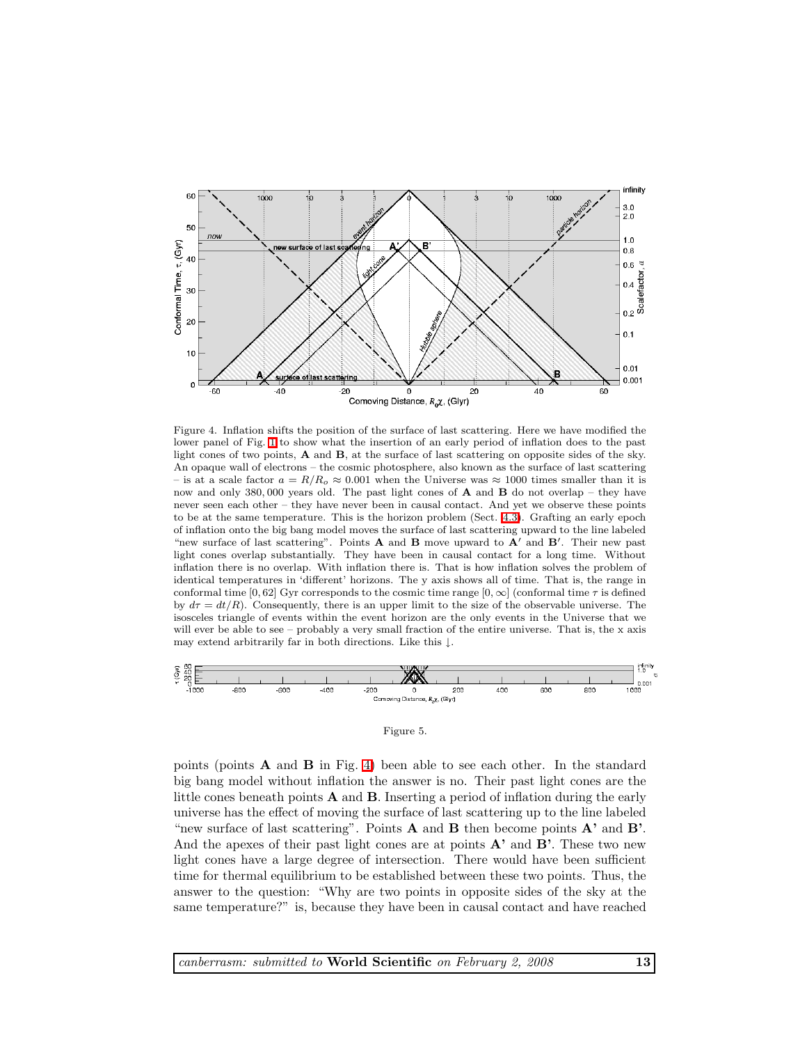Figure 4. Inflation shifts the position of the surface of last scattering. Here we have modified the lower panel of Fig. 1 to show what the insertion of an early period of inflation does to the past light cones of two points, **A** and **B**, at the surface of last scattering on opposite sides of the sky. An opaque wall of electrons – the cosmic photosphere, also known as the surface of last scattering – is at a scale factor $a = R/R_o \approx 0.001$ when the Universe was $\approx 1000$ times smaller than it is now and only 380,000 years old. The past light cones of **A** and **B** do not overlap – they have never seen each other – they have never been in causal contact. And yet we observe these points to be at the same temperature. This is the horizon problem (Sect. 4.3). Grafting an early epoch of inflation onto the big bang model moves the surface of last scattering upward to the line labeled "new surface of last scattering". Points **A** and **B** move upward to **A′** and **B′**. Their new past light cones overlap substantially. They have been in causal contact for a long time. Without inflation there is no overlap. With inflation there is. That is how inflation solves the problem of identical temperatures in 'different' horizons. The y axis shows all of time. That is, the range in conformal time [0, 62] Gyr corresponds to the cosmic time range $[0, \infty]$ (conformal time $\tau$ is defined by $d\tau = dt/R$). Consequently, there is an upper limit to the size of the observable universe. The isosceles triangle of events within the event horizon are the only events in the Universe that we will ever be able to see – probably a very small fraction of the entire universe. That is, the x axis may extend arbitrarily far in both directions. Like this ↓.

Figure 5.

points (points **A** and **B** in Fig. 4) been able to see each other. In the standard big bang model without inflation the answer is no. Their past light cones are the little cones beneath points **A** and **B**. Inserting a period of inflation during the early universe has the effect of moving the surface of last scattering up to the line labeled "new surface of last scattering". Points **A** and **B** then become points **A'** and **B'**. And the apexes of their past light cones are at points **A'** and **B'**. These two new light cones have a large degree of intersection. There would have been sufficient time for thermal equilibrium to be established between these two points. Thus, the answer to the question: "Why are two points in opposite sides of the sky at the same temperature?" is, because they have been in causal contact and have reached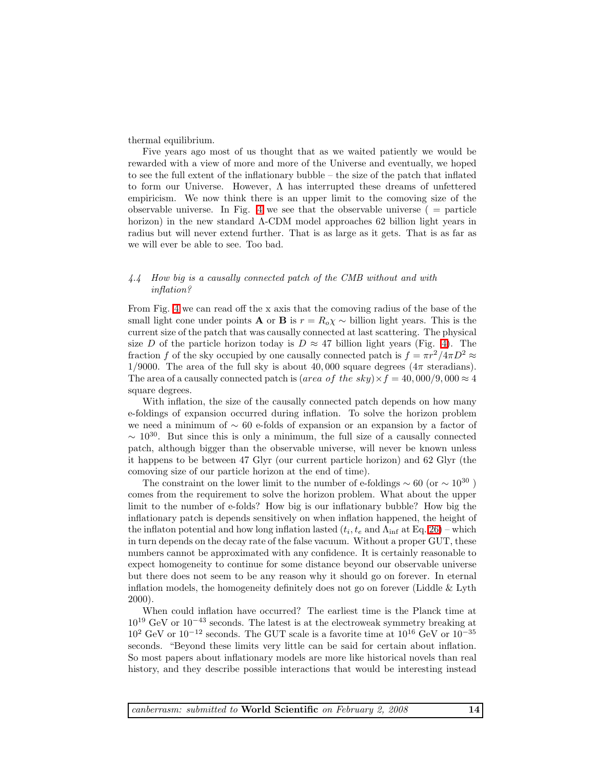thermal equilibrium.

Five years ago most of us thought that as we waited patiently we would be rewarded with a view of more and more of the Universe and eventually, we hoped to see the full extent of the inflationary bubble – the size of the patch that inflated to form our Universe. However, $\Lambda$ has interrupted these dreams of unfettered empiricism. We now think there is an upper limit to the comoving size of the observable universe. In Fig. 4 we see that the observable universe ( = particle horizon) in the new standard $\Lambda$-CDM model approaches 62 billion light years in radius but will never extend further. That is as large as it gets. That is as far as we will ever be able to see. Too bad.

### *4.4 How big is a causally connected patch of the CMB without and with inflation?*

From Fig. 4 we can read off the x axis that the comoving radius of the base of the small light cone under points **A** or **B** is $r = R_o\chi \sim$ billion light years. This is the current size of the patch that was causally connected at last scattering. The physical size $D$ of the particle horizon today is $D \approx 47$ billion light years (Fig. 4). The fraction $f$ of the sky occupied by one causally connected patch is $f = \pi r^2/4\pi D^2 \approx 1/9000$. The area of the full sky is about 40,000 square degrees ($4\pi$ steradians). The area of a causally connected patch is $(area\ of\ the\ sky) \times f = 40,000/9,000 \approx 4$ square degrees.

With inflation, the size of the causally connected patch depends on how many e-foldings of expansion occurred during inflation. To solve the horizon problem we need a minimum of $\sim 60$ e-folds of expansion or an expansion by a factor of $\sim 10^{30}$. But since this is only a minimum, the full size of a causally connected patch, although bigger than the observable universe, will never be known unless it happens to be between 47 Glyr (our current particle horizon) and 62 Glyr (the comoving size of our particle horizon at the end of time).

The constraint on the lower limit to the number of e-foldings $\sim 60$ (or $\sim 10^{30}$ ) comes from the requirement to solve the horizon problem. What about the upper limit to the number of e-folds? How big is our inflationary bubble? How big the inflationary patch is depends sensitively on when inflation happened, the height of the inflaton potential and how long inflation lasted ($t_i, t_e$ and $\Lambda_{\rm inf}$ at Eq. 26) – which in turn depends on the decay rate of the false vacuum. Without a proper GUT, these numbers cannot be approximated with any confidence. It is certainly reasonable to expect homogeneity to continue for some distance beyond our observable universe but there does not seem to be any reason why it should go on forever. In eternal inflation models, the homogeneity definitely does not go on forever (Liddle & Lyth 2000).

When could inflation have occurred? The earliest time is the Planck time at $10^{19}$ GeV or $10^{-43}$ seconds. The latest is at the electroweak symmetry breaking at $10^{2}$ GeV or $10^{-12}$ seconds. The GUT scale is a favorite time at $10^{16}$ GeV or $10^{-35}$ seconds. "Beyond these limits very little can be said for certain about inflation. So most papers about inflationary models are more like historical novels than real history, and they describe possible interactions that would be interesting instead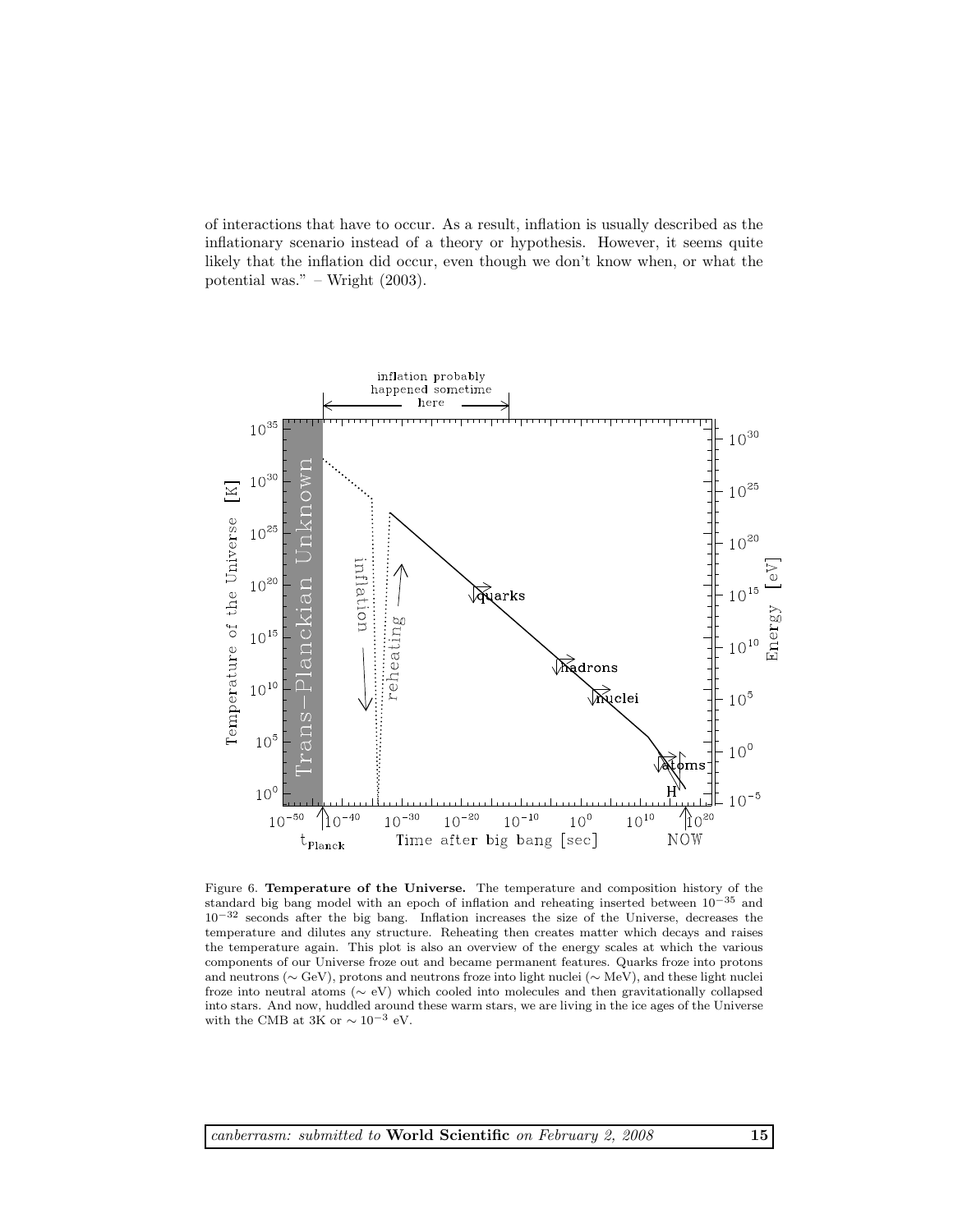of interactions that have to occur. As a result, inflation is usually described as the inflationary scenario instead of a theory or hypothesis. However, it seems quite likely that the inflation did occur, even though we don't know when, or what the potential was." – Wright (2003).

Figure 6. **Temperature of the Universe.** The temperature and composition history of the standard big bang model with an epoch of inflation and reheating inserted between $10^{-35}$ and $10^{-32}$ seconds after the big bang. Inflation increases the size of the Universe, decreases the temperature and dilutes any structure. Reheating then creates matter which decays and raises the temperature again. This plot is also an overview of the energy scales at which the various components of our Universe froze out and became permanent features. Quarks froze into protons and neutrons ($\sim$ GeV), protons and neutrons froze into light nuclei ($\sim$ MeV), and these light nuclei froze into neutral atoms ($\sim$ eV) which cooled into molecules and then gravitationally collapsed into stars. And now, huddled around these warm stars, we are living in the ice ages of the Universe with the CMB at 3K or $\sim 10^{-3}$ eV.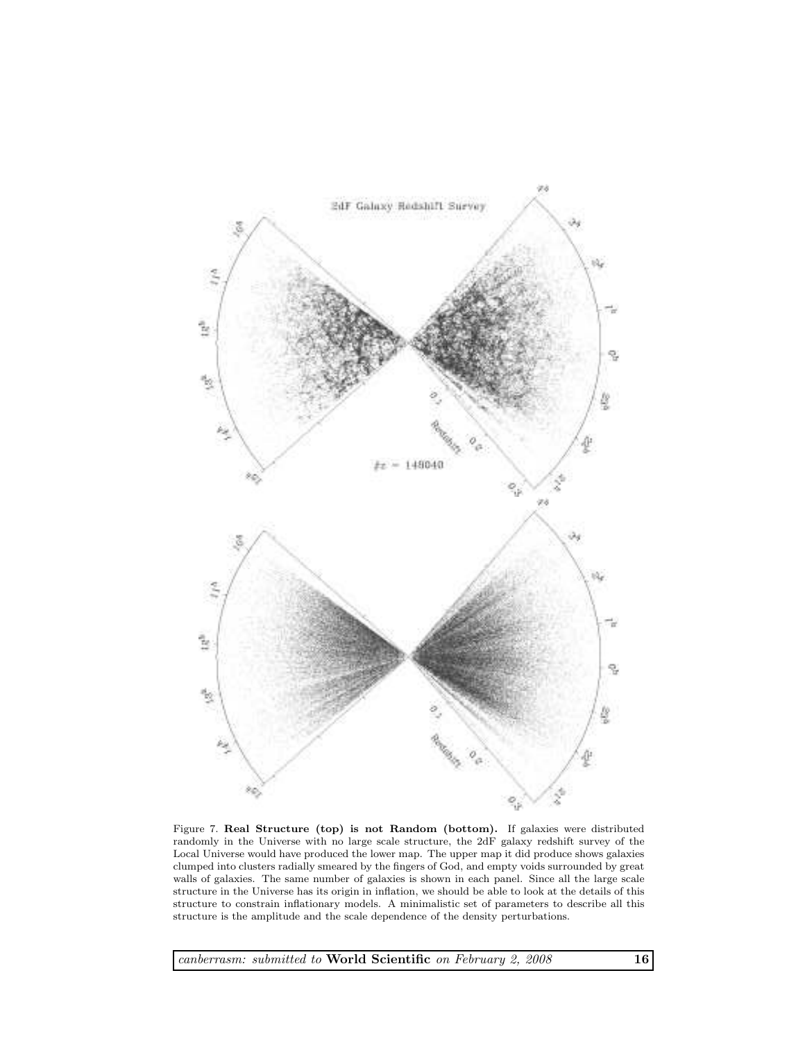Figure 7. **Real Structure (top) is not Random (bottom).** If galaxies were distributed randomly in the Universe with no large scale structure, the 2dF galaxy redshift survey of the Local Universe would have produced the lower map. The upper map it did produce shows galaxies clumped into clusters radially smeared by the fingers of God, and empty voids surrounded by great walls of galaxies. The same number of galaxies is shown in each panel. Since all the large scale structure in the Universe has its origin in inflation, we should be able to look at the details of this structure to constrain inflationary models. A minimalistic set of parameters to describe all this structure is the amplitude and the scale dependence of the density perturbations.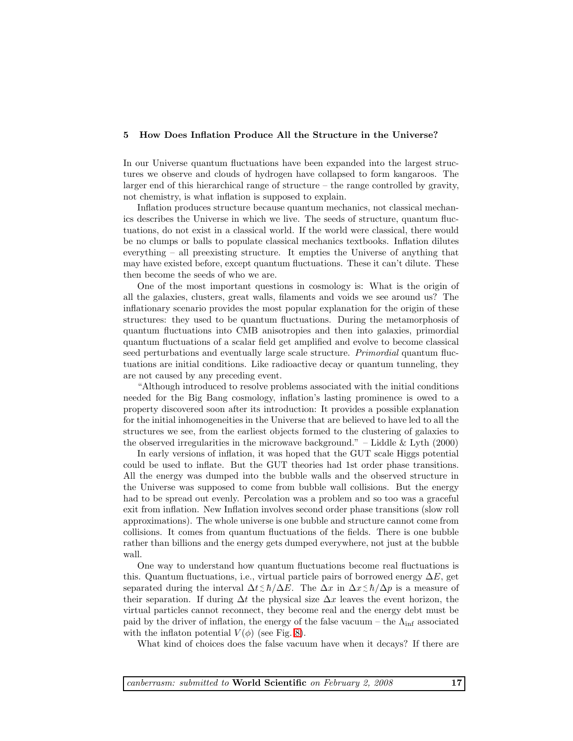## 5 How Does Inflation Produce All the Structure in the Universe?

In our Universe quantum fluctuations have been expanded into the largest structures we observe and clouds of hydrogen have collapsed to form kangaroos. The larger end of this hierarchical range of structure – the range controlled by gravity, not chemistry, is what inflation is supposed to explain.

Inflation produces structure because quantum mechanics, not classical mechanics describes the Universe in which we live. The seeds of structure, quantum fluctuations, do not exist in a classical world. If the world were classical, there would be no clumps or balls to populate classical mechanics textbooks. Inflation dilutes everything – all preexisting structure. It empties the Universe of anything that may have existed before, except quantum fluctuations. These it can't dilute. These then become the seeds of who we are.

One of the most important questions in cosmology is: What is the origin of all the galaxies, clusters, great walls, filaments and voids we see around us? The inflationary scenario provides the most popular explanation for the origin of these structures: they used to be quantum fluctuations. During the metamorphosis of quantum fluctuations into CMB anisotropies and then into galaxies, primordial quantum fluctuations of a scalar field get amplified and evolve to become classical seed perturbations and eventually large scale structure. *Primordial* quantum fluctuations are initial conditions. Like radioactive decay or quantum tunneling, they are not caused by any preceding event.

"Although introduced to resolve problems associated with the initial conditions needed for the Big Bang cosmology, inflation's lasting prominence is owed to a property discovered soon after its introduction: It provides a possible explanation for the initial inhomogeneities in the Universe that are believed to have led to all the structures we see, from the earliest objects formed to the clustering of galaxies to the observed irregularities in the microwave background." – Liddle & Lyth (2000)

In early versions of inflation, it was hoped that the GUT scale Higgs potential could be used to inflate. But the GUT theories had 1st order phase transitions. All the energy was dumped into the bubble walls and the observed structure in the Universe was supposed to come from bubble wall collisions. But the energy had to be spread out evenly. Percolation was a problem and so too was a graceful exit from inflation. New Inflation involves second order phase transitions (slow roll approximations). The whole universe is one bubble and structure cannot come from collisions. It comes from quantum fluctuations of the fields. There is one bubble rather than billions and the energy gets dumped everywhere, not just at the bubble wall.

One way to understand how quantum fluctuations become real fluctuations is this. Quantum fluctuations, i.e., virtual particle pairs of borrowed energy $\Delta E$, get separated during the interval $\Delta t \lesssim \hbar/\Delta E$. The $\Delta x$ in $\Delta x \lesssim \hbar/\Delta p$ is a measure of their separation. If during $\Delta t$ the physical size $\Delta x$ leaves the event horizon, the virtual particles cannot reconnect, they become real and the energy debt must be paid by the driver of inflation, the energy of the false vacuum – the $\Lambda_{\rm inf}$ associated with the inflaton potential $V(\phi)$ (see Fig. 8).

What kind of choices does the false vacuum have when it decays? If there are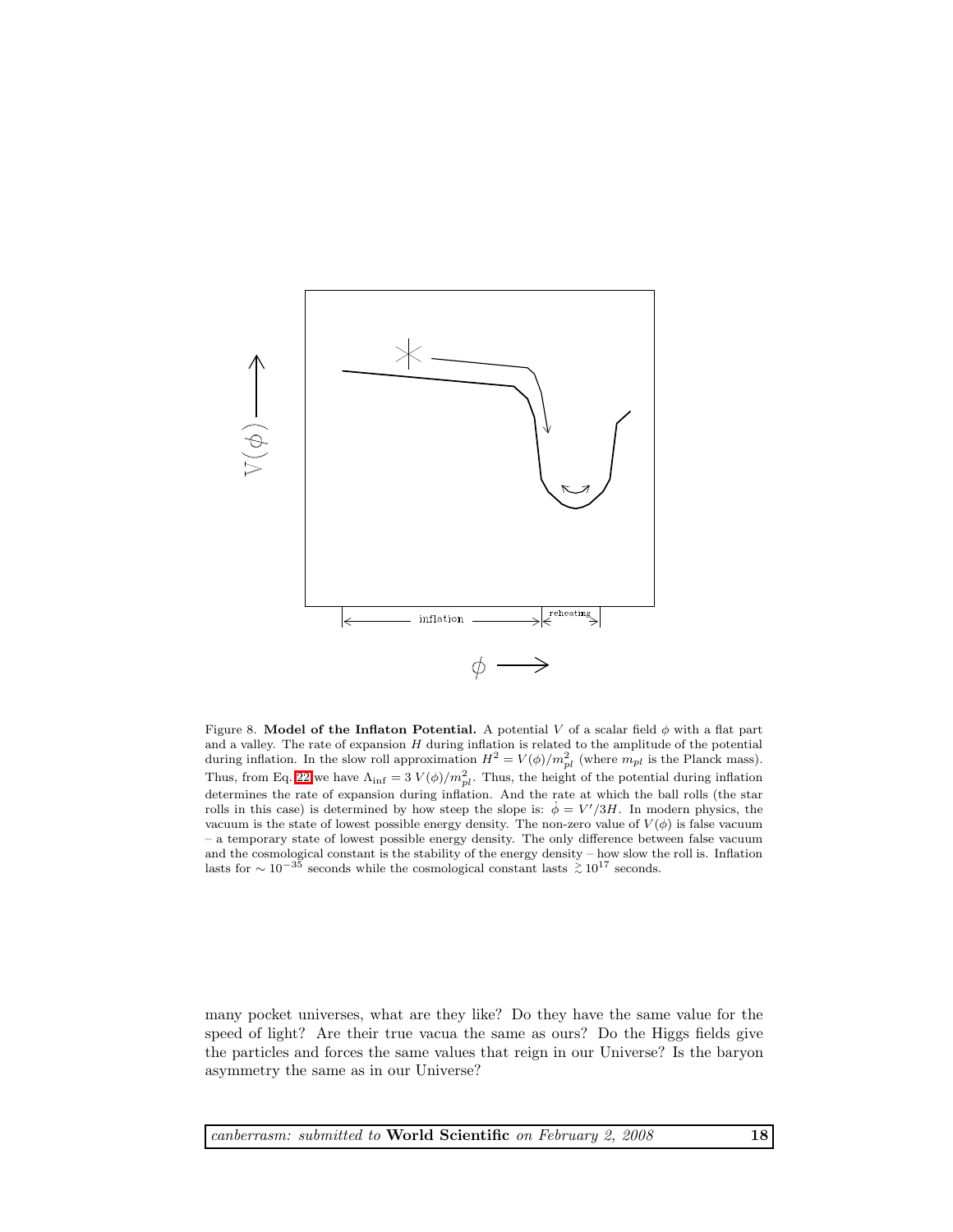Figure 8. **Model of the Inflaton Potential.** A potential $V$ of a scalar field $\phi$ with a flat part and a valley. The rate of expansion $H$ during inflation is related to the amplitude of the potential during inflation. In the slow roll approximation $H^2 = V(\phi)/m_{pl}^2$ (where $m_{pl}$ is the Planck mass). Thus, from Eq. 22 we have $\Lambda_{\text{inf}} = 3\,V(\phi)/m_{pl}^2$. Thus, the height of the potential during inflation determines the rate of expansion during inflation. And the rate at which the ball rolls (the star rolls in this case) is determined by how steep the slope is: $\dot{\phi} = V'/3H$. In modern physics, the vacuum is the state of lowest possible energy density. The non-zero value of $V(\phi)$ is false vacuum – a temporary state of lowest possible energy density. The only difference between false vacuum and the cosmological constant is the stability of the energy density – how slow the roll is. Inflation lasts for $\sim 10^{-35}$ seconds while the cosmological constant lasts $\gtrsim 10^{17}$ seconds.

many pocket universes, what are they like? Do they have the same value for the speed of light? Are their true vacua the same as ours? Do the Higgs fields give the particles and forces the same values that reign in our Universe? Is the baryon asymmetry the same as in our Universe?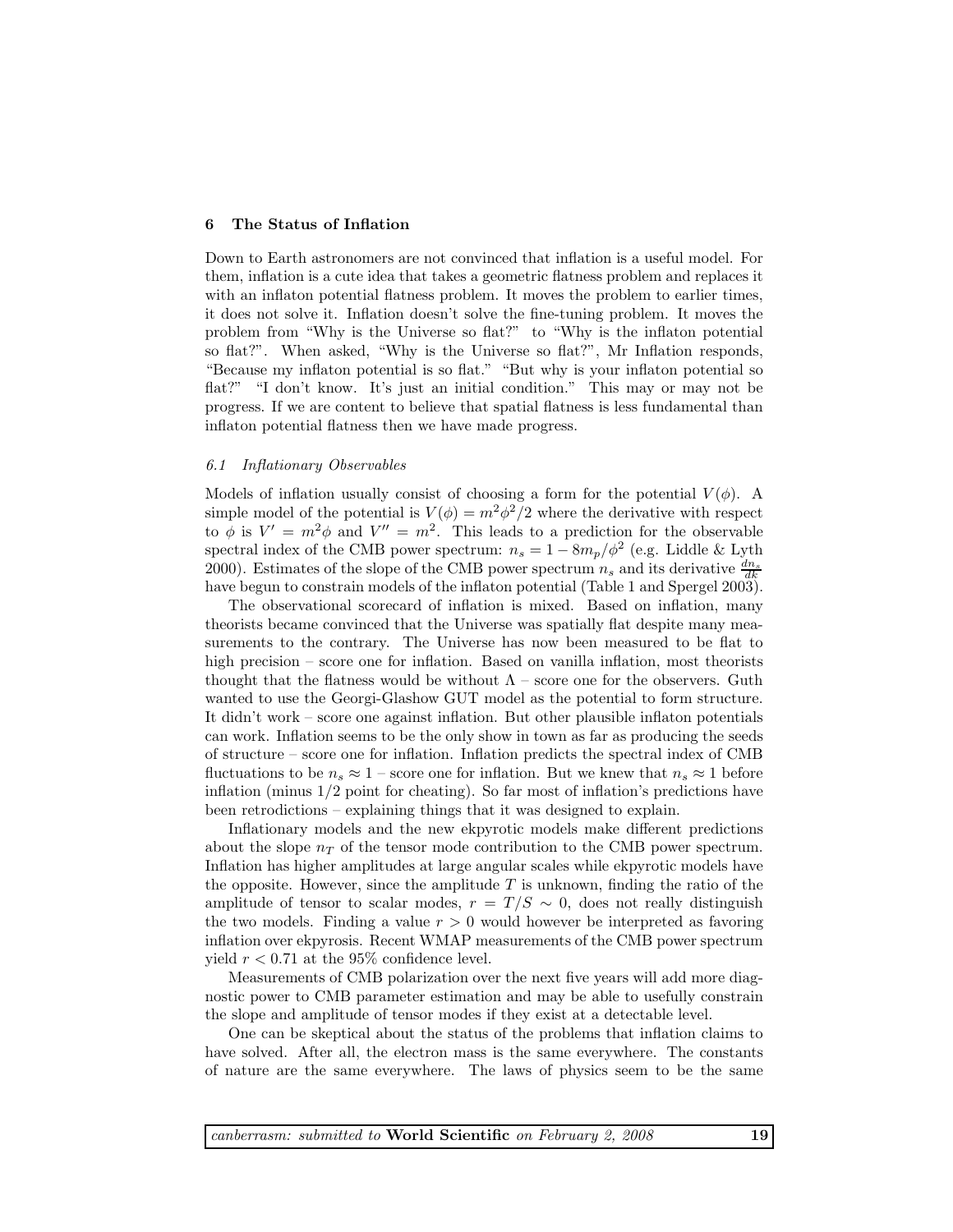## 6 The Status of Inflation

Down to Earth astronomers are not convinced that inflation is a useful model. For them, inflation is a cute idea that takes a geometric flatness problem and replaces it with an inflaton potential flatness problem. It moves the problem to earlier times, it does not solve it. Inflation doesn't solve the fine-tuning problem. It moves the problem from "Why is the Universe so flat?" to "Why is the inflaton potential so flat?". When asked, "Why is the Universe so flat?", Mr Inflation responds, "Because my inflaton potential is so flat." "But why is your inflaton potential so flat?" "I don't know. It's just an initial condition." This may or may not be progress. If we are content to believe that spatial flatness is less fundamental than inflaton potential flatness then we have made progress.

### *6.1 Inflationary Observables*

Models of inflation usually consist of choosing a form for the potential $V(\phi)$. A simple model of the potential is $V(\phi) = m^2\phi^2/2$ where the derivative with respect to $\phi$ is $V' = m^2\phi$ and $V'' = m^2$. This leads to a prediction for the observable spectral index of the CMB power spectrum: $n_s = 1 - 8m_p/\phi^2$ (e.g. Liddle & Lyth 2000). Estimates of the slope of the CMB power spectrum $n_s$ and its derivative $\frac{dn_s}{dk}$ have begun to constrain models of the inflaton potential (Table 1 and Spergel 2003).

The observational scorecard of inflation is mixed. Based on inflation, many theorists became convinced that the Universe was spatially flat despite many measurements to the contrary. The Universe has now been measured to be flat to high precision – score one for inflation. Based on vanilla inflation, most theorists thought that the flatness would be without $\Lambda$ – score one for the observers. Guth wanted to use the Georgi-Glashow GUT model as the potential to form structure. It didn't work – score one against inflation. But other plausible inflaton potentials can work. Inflation seems to be the only show in town as far as producing the seeds of structure – score one for inflation. Inflation predicts the spectral index of CMB fluctuations to be $n_s \approx 1$ – score one for inflation. But we knew that $n_s \approx 1$ before inflation (minus 1/2 point for cheating). So far most of inflation's predictions have been retrodictions – explaining things that it was designed to explain.

Inflationary models and the new ekpyrotic models make different predictions about the slope $n_T$ of the tensor mode contribution to the CMB power spectrum. Inflation has higher amplitudes at large angular scales while ekpyrotic models have the opposite. However, since the amplitude $T$ is unknown, finding the ratio of the amplitude of tensor to scalar modes, $r = T/S \sim 0$, does not really distinguish the two models. Finding a value $r > 0$ would however be interpreted as favoring inflation over ekpyrosis. Recent WMAP measurements of the CMB power spectrum yield $r < 0.71$ at the 95% confidence level.

Measurements of CMB polarization over the next five years will add more diagnostic power to CMB parameter estimation and may be able to usefully constrain the slope and amplitude of tensor modes if they exist at a detectable level.

One can be skeptical about the status of the problems that inflation claims to have solved. After all, the electron mass is the same everywhere. The constants of nature are the same everywhere. The laws of physics seem to be the same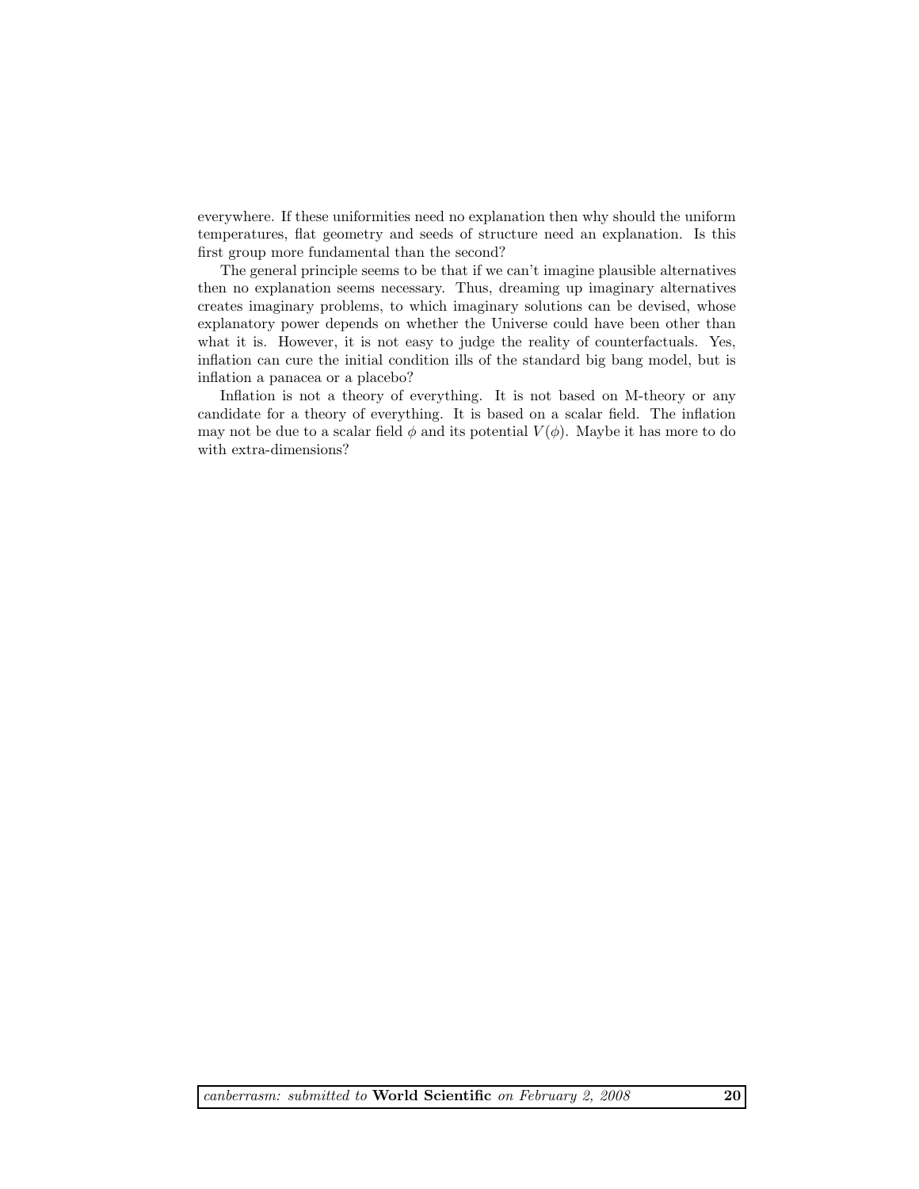everywhere. If these uniformities need no explanation then why should the uniform temperatures, flat geometry and seeds of structure need an explanation. Is this first group more fundamental than the second?

The general principle seems to be that if we can't imagine plausible alternatives then no explanation seems necessary. Thus, dreaming up imaginary alternatives creates imaginary problems, to which imaginary solutions can be devised, whose explanatory power depends on whether the Universe could have been other than what it is. However, it is not easy to judge the reality of counterfactuals. Yes, inflation can cure the initial condition ills of the standard big bang model, but is inflation a panacea or a placebo?

Inflation is not a theory of everything. It is not based on M-theory or any candidate for a theory of everything. It is based on a scalar field. The inflation may not be due to a scalar field $\phi$ and its potential $V(\phi)$. Maybe it has more to do with extra-dimensions?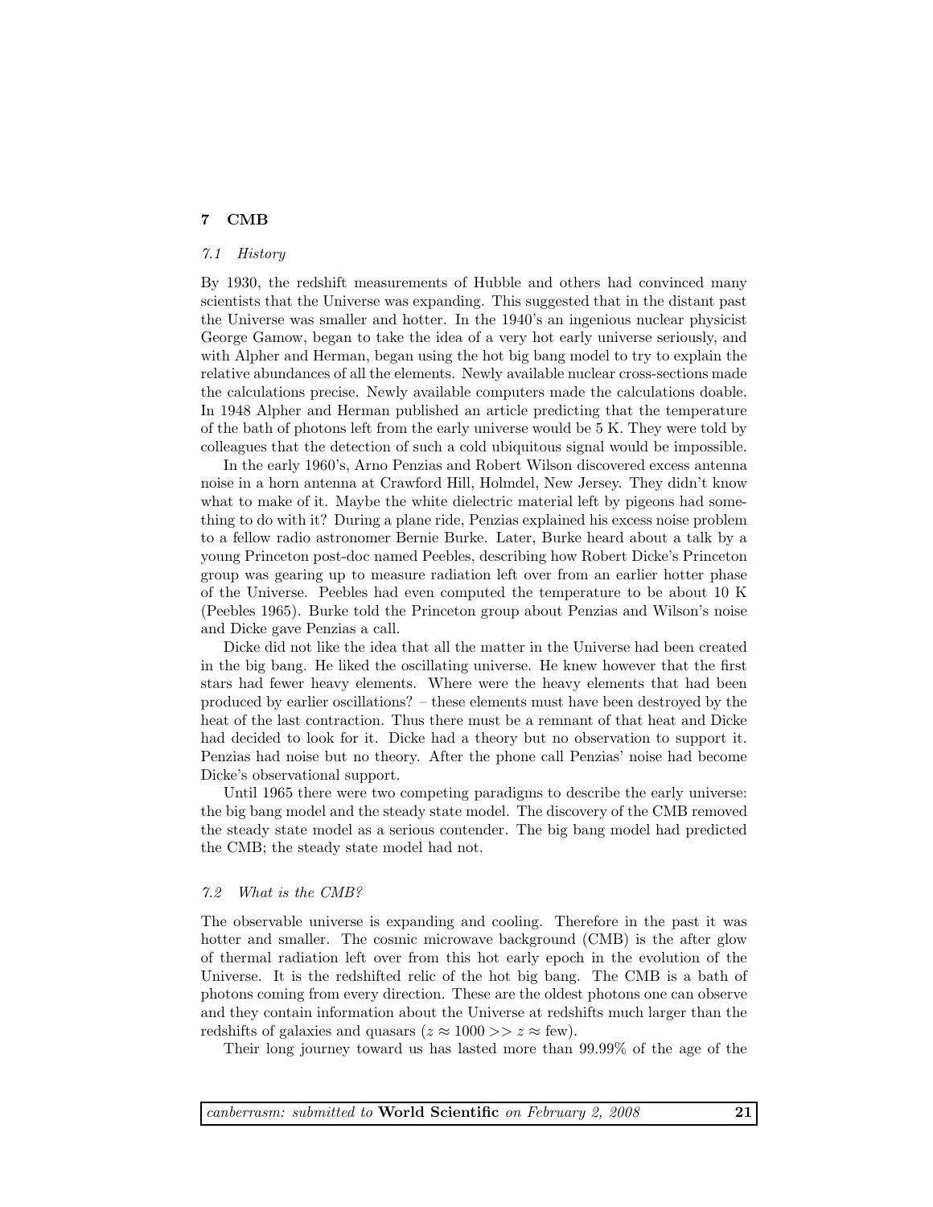## 7 CMB

### *7.1 History*

By 1930, the redshift measurements of Hubble and others had convinced many scientists that the Universe was expanding. This suggested that in the distant past the Universe was smaller and hotter. In the 1940's an ingenious nuclear physicist George Gamow, began to take the idea of a very hot early universe seriously, and with Alpher and Herman, began using the hot big bang model to try to explain the relative abundances of all the elements. Newly available nuclear cross-sections made the calculations precise. Newly available computers made the calculations doable. In 1948 Alpher and Herman published an article predicting that the temperature of the bath of photons left from the early universe would be 5 K. They were told by colleagues that the detection of such a cold ubiquitous signal would be impossible.

In the early 1960's, Arno Penzias and Robert Wilson discovered excess antenna noise in a horn antenna at Crawford Hill, Holmdel, New Jersey. They didn't know what to make of it. Maybe the white dielectric material left by pigeons had something to do with it? During a plane ride, Penzias explained his excess noise problem to a fellow radio astronomer Bernie Burke. Later, Burke heard about a talk by a young Princeton post-doc named Peebles, describing how Robert Dicke's Princeton group was gearing up to measure radiation left over from an earlier hotter phase of the Universe. Peebles had even computed the temperature to be about 10 K (Peebles 1965). Burke told the Princeton group about Penzias and Wilson's noise and Dicke gave Penzias a call.

Dicke did not like the idea that all the matter in the Universe had been created in the big bang. He liked the oscillating universe. He knew however that the first stars had fewer heavy elements. Where were the heavy elements that had been produced by earlier oscillations? – these elements must have been destroyed by the heat of the last contraction. Thus there must be a remnant of that heat and Dicke had decided to look for it. Dicke had a theory but no observation to support it. Penzias had noise but no theory. After the phone call Penzias' noise had become Dicke's observational support.

Until 1965 there were two competing paradigms to describe the early universe: the big bang model and the steady state model. The discovery of the CMB removed the steady state model as a serious contender. The big bang model had predicted the CMB; the steady state model had not.

### *7.2 What is the CMB?*

The observable universe is expanding and cooling. Therefore in the past it was hotter and smaller. The cosmic microwave background (CMB) is the after glow of thermal radiation left over from this hot early epoch in the evolution of the Universe. It is the redshifted relic of the hot big bang. The CMB is a bath of photons coming from every direction. These are the oldest photons one can observe and they contain information about the Universe at redshifts much larger than the redshifts of galaxies and quasars ($z \approx 1000 >> z \approx$ few).

Their long journey toward us has lasted more than 99.99% of the age of the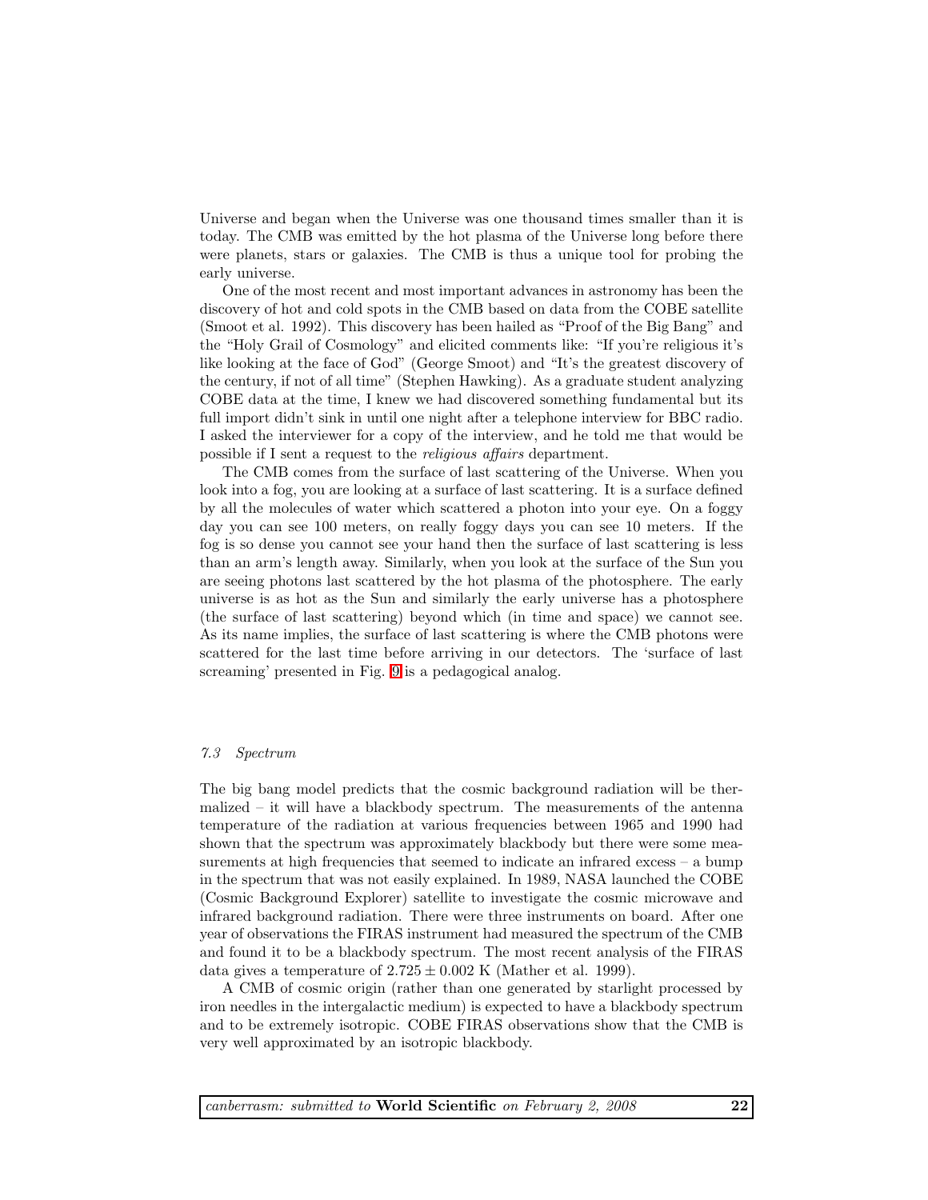Universe and began when the Universe was one thousand times smaller than it is today. The CMB was emitted by the hot plasma of the Universe long before there were planets, stars or galaxies. The CMB is thus a unique tool for probing the early universe.

One of the most recent and most important advances in astronomy has been the discovery of hot and cold spots in the CMB based on data from the COBE satellite (Smoot et al. 1992). This discovery has been hailed as "Proof of the Big Bang" and the "Holy Grail of Cosmology" and elicited comments like: "If you're religious it's like looking at the face of God" (George Smoot) and "It's the greatest discovery of the century, if not of all time" (Stephen Hawking). As a graduate student analyzing COBE data at the time, I knew we had discovered something fundamental but its full import didn't sink in until one night after a telephone interview for BBC radio. I asked the interviewer for a copy of the interview, and he told me that would be possible if I sent a request to the *religious affairs* department.

The CMB comes from the surface of last scattering of the Universe. When you look into a fog, you are looking at a surface of last scattering. It is a surface defined by all the molecules of water which scattered a photon into your eye. On a foggy day you can see 100 meters, on really foggy days you can see 10 meters. If the fog is so dense you cannot see your hand then the surface of last scattering is less than an arm's length away. Similarly, when you look at the surface of the Sun you are seeing photons last scattered by the hot plasma of the photosphere. The early universe is as hot as the Sun and similarly the early universe has a photosphere (the surface of last scattering) beyond which (in time and space) we cannot see. As its name implies, the surface of last scattering is where the CMB photons were scattered for the last time before arriving in our detectors. The 'surface of last screaming' presented in Fig. 9 is a pedagogical analog.

### *7.3 Spectrum*

The big bang model predicts that the cosmic background radiation will be thermalized – it will have a blackbody spectrum. The measurements of the antenna temperature of the radiation at various frequencies between 1965 and 1990 had shown that the spectrum was approximately blackbody but there were some measurements at high frequencies that seemed to indicate an infrared excess – a bump in the spectrum that was not easily explained. In 1989, NASA launched the COBE (Cosmic Background Explorer) satellite to investigate the cosmic microwave and infrared background radiation. There were three instruments on board. After one year of observations the FIRAS instrument had measured the spectrum of the CMB and found it to be a blackbody spectrum. The most recent analysis of the FIRAS data gives a temperature of $2.725 \pm 0.002$ K (Mather et al. 1999).

A CMB of cosmic origin (rather than one generated by starlight processed by iron needles in the intergalactic medium) is expected to have a blackbody spectrum and to be extremely isotropic. COBE FIRAS observations show that the CMB is very well approximated by an isotropic blackbody.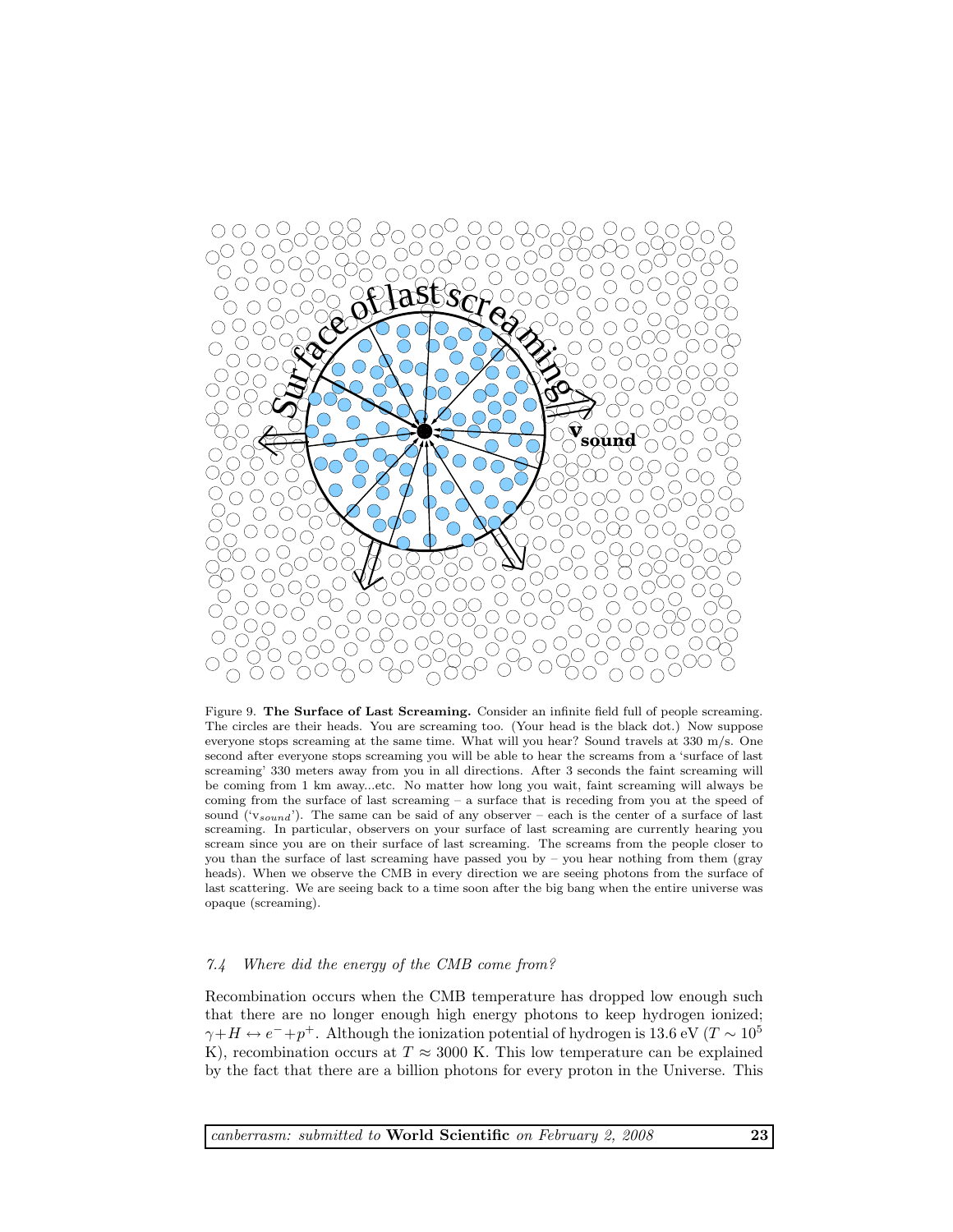Figure 9. **The Surface of Last Screaming.** Consider an infinite field full of people screaming. The circles are their heads. You are screaming too. (Your head is the black dot.) Now suppose everyone stops screaming at the same time. What will you hear? Sound travels at 330 m/s. One second after everyone stops screaming you will be able to hear the screams from a 'surface of last screaming' 330 meters away from you in all directions. After 3 seconds the faint screaming will be coming from 1 km away...etc. No matter how long you wait, faint screaming will always be coming from the surface of last screaming – a surface that is receding from you at the speed of sound ('$v_{sound}$'). The same can be said of any observer – each is the center of a surface of last screaming. In particular, observers on your surface of last screaming are currently hearing you scream since you are on their surface of last screaming. The screams from the people closer to you than the surface of last screaming have passed you by – you hear nothing from them (gray heads). When we observe the CMB in every direction we are seeing photons from the surface of last scattering. We are seeing back to a time soon after the big bang when the entire universe was opaque (screaming).

### *7.4 Where did the energy of the CMB come from?*

Recombination occurs when the CMB temperature has dropped low enough such that there are no longer enough high energy photons to keep hydrogen ionized; $\gamma + H \leftrightarrow e^- + p^+$. Although the ionization potential of hydrogen is 13.6 eV ($T \sim 10^5$ K), recombination occurs at $T \approx 3000$ K. This low temperature can be explained by the fact that there are a billion photons for every proton in the Universe. This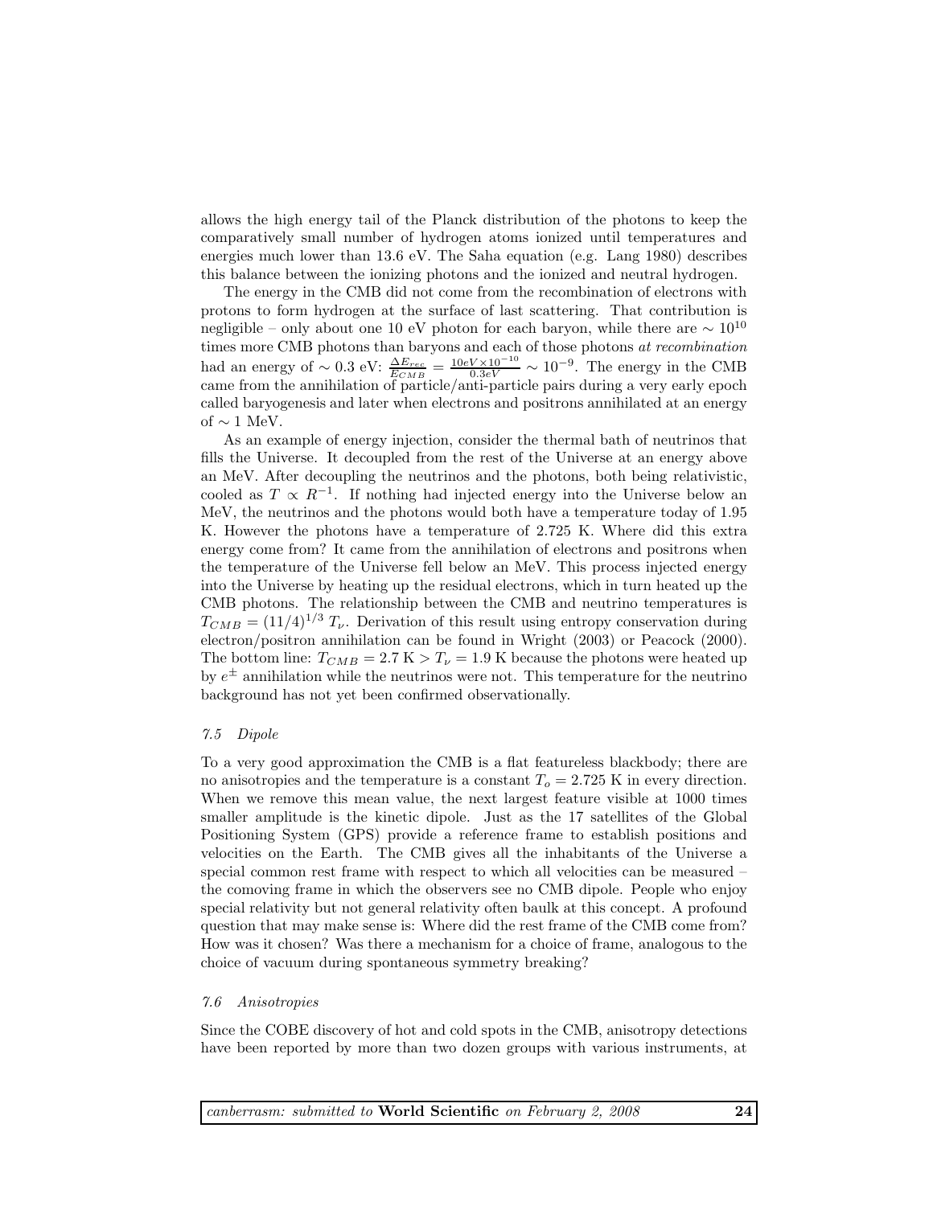allows the high energy tail of the Planck distribution of the photons to keep the comparatively small number of hydrogen atoms ionized until temperatures and energies much lower than 13.6 eV. The Saha equation (e.g. Lang 1980) describes this balance between the ionizing photons and the ionized and neutral hydrogen.

The energy in the CMB did not come from the recombination of electrons with protons to form hydrogen at the surface of last scattering. That contribution is negligible – only about one 10 eV photon for each baryon, while there are $\sim 10^{10}$ times more CMB photons than baryons and each of those photons *at recombination* had an energy of $\sim 0.3$ eV: $\frac{\Delta E_{rec}}{E_{CMB}} = \frac{10eV \times 10^{-10}}{0.3eV} \sim 10^{-9}$. The energy in the CMB came from the annihilation of particle/anti-particle pairs during a very early epoch called baryogenesis and later when electrons and positrons annihilated at an energy of $\sim 1$ MeV.

As an example of energy injection, consider the thermal bath of neutrinos that fills the Universe. It decoupled from the rest of the Universe at an energy above an MeV. After decoupling the neutrinos and the photons, both being relativistic, cooled as $T \propto R^{-1}$. If nothing had injected energy into the Universe below an MeV, the neutrinos and the photons would both have a temperature today of 1.95 K. However the photons have a temperature of 2.725 K. Where did this extra energy come from? It came from the annihilation of electrons and positrons when the temperature of the Universe fell below an MeV. This process injected energy into the Universe by heating up the residual electrons, which in turn heated up the CMB photons. The relationship between the CMB and neutrino temperatures is $T_{CMB} = (11/4)^{1/3}\, T_\nu$. Derivation of this result using entropy conservation during electron/positron annihilation can be found in Wright (2003) or Peacock (2000). The bottom line: $T_{CMB} = 2.7$ K $> T_\nu = 1.9$ K because the photons were heated up by $e^\pm$ annihilation while the neutrinos were not. This temperature for the neutrino background has not yet been confirmed observationally.

### *7.5 Dipole*

To a very good approximation the CMB is a flat featureless blackbody; there are no anisotropies and the temperature is a constant $T_o = 2.725$ K in every direction. When we remove this mean value, the next largest feature visible at 1000 times smaller amplitude is the kinetic dipole. Just as the 17 satellites of the Global Positioning System (GPS) provide a reference frame to establish positions and velocities on the Earth. The CMB gives all the inhabitants of the Universe a special common rest frame with respect to which all velocities can be measured – the comoving frame in which the observers see no CMB dipole. People who enjoy special relativity but not general relativity often baulk at this concept. A profound question that may make sense is: Where did the rest frame of the CMB come from? How was it chosen? Was there a mechanism for a choice of frame, analogous to the choice of vacuum during spontaneous symmetry breaking?

### *7.6 Anisotropies*

Since the COBE discovery of hot and cold spots in the CMB, anisotropy detections have been reported by more than two dozen groups with various instruments, at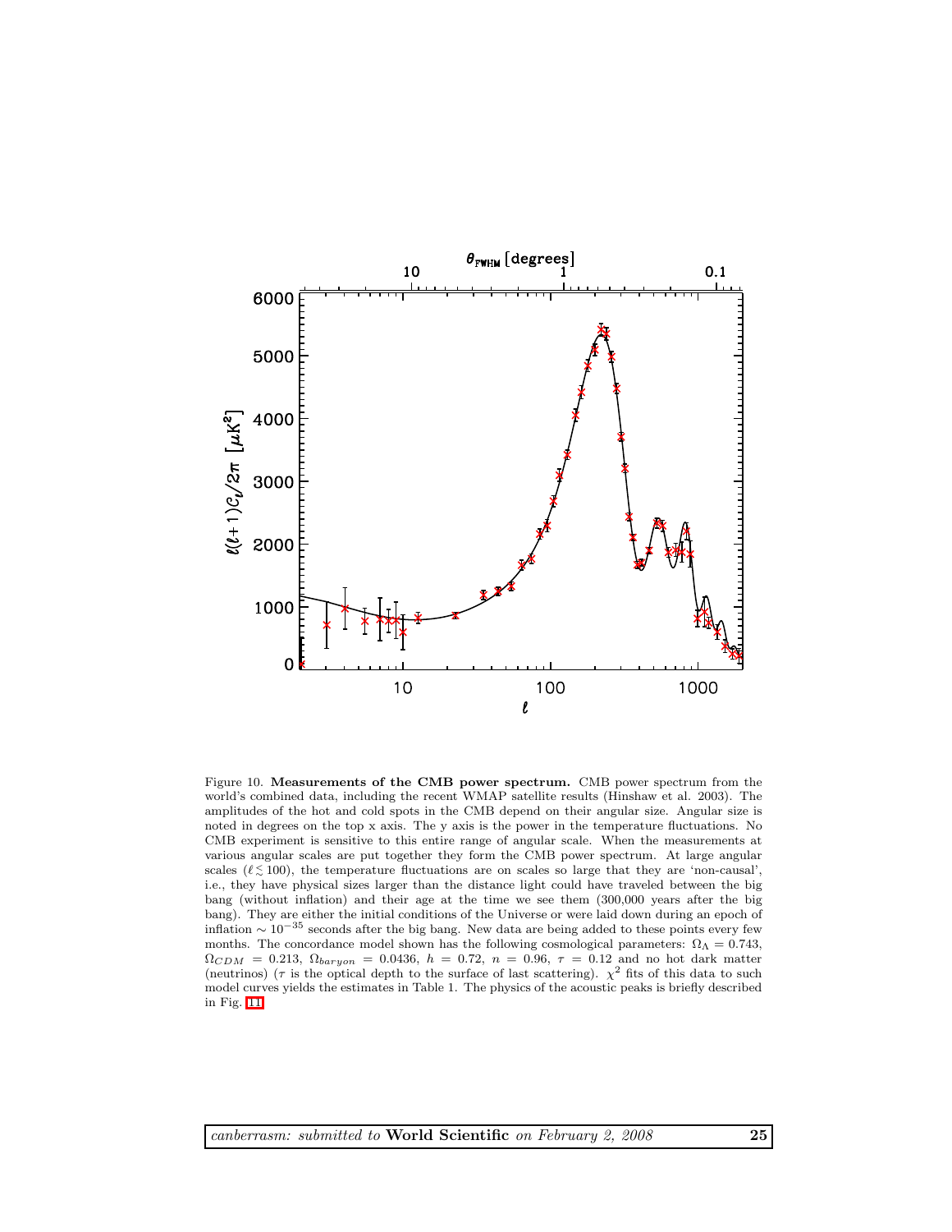Figure 10. **Measurements of the CMB power spectrum.** CMB power spectrum from the world's combined data, including the recent WMAP satellite results (Hinshaw et al. 2003). The amplitudes of the hot and cold spots in the CMB depend on their angular size. Angular size is noted in degrees on the top x axis. The y axis is the power in the temperature fluctuations. No CMB experiment is sensitive to this entire range of angular scale. When the measurements at various angular scales are put together they form the CMB power spectrum. At large angular scales ($\ell \lesssim 100$), the temperature fluctuations are on scales so large that they are 'non-causal', i.e., they have physical sizes larger than the distance light could have traveled between the big bang (without inflation) and their age at the time we see them (300,000 years after the big bang). They are either the initial conditions of the Universe or were laid down during an epoch of inflation $\sim 10^{-35}$ seconds after the big bang. New data are being added to these points every few months. The concordance model shown has the following cosmological parameters: $\Omega_\Lambda = 0.743$, $\Omega_{CDM} = 0.213$, $\Omega_{baryon} = 0.0436$, $h = 0.72$, $n = 0.96$, $\tau = 0.12$ and no hot dark matter (neutrinos) ($\tau$ is the optical depth to the surface of last scattering). $\chi^2$ fits of this data to such model curves yields the estimates in Table 1. The physics of the acoustic peaks is briefly described in Fig. 11.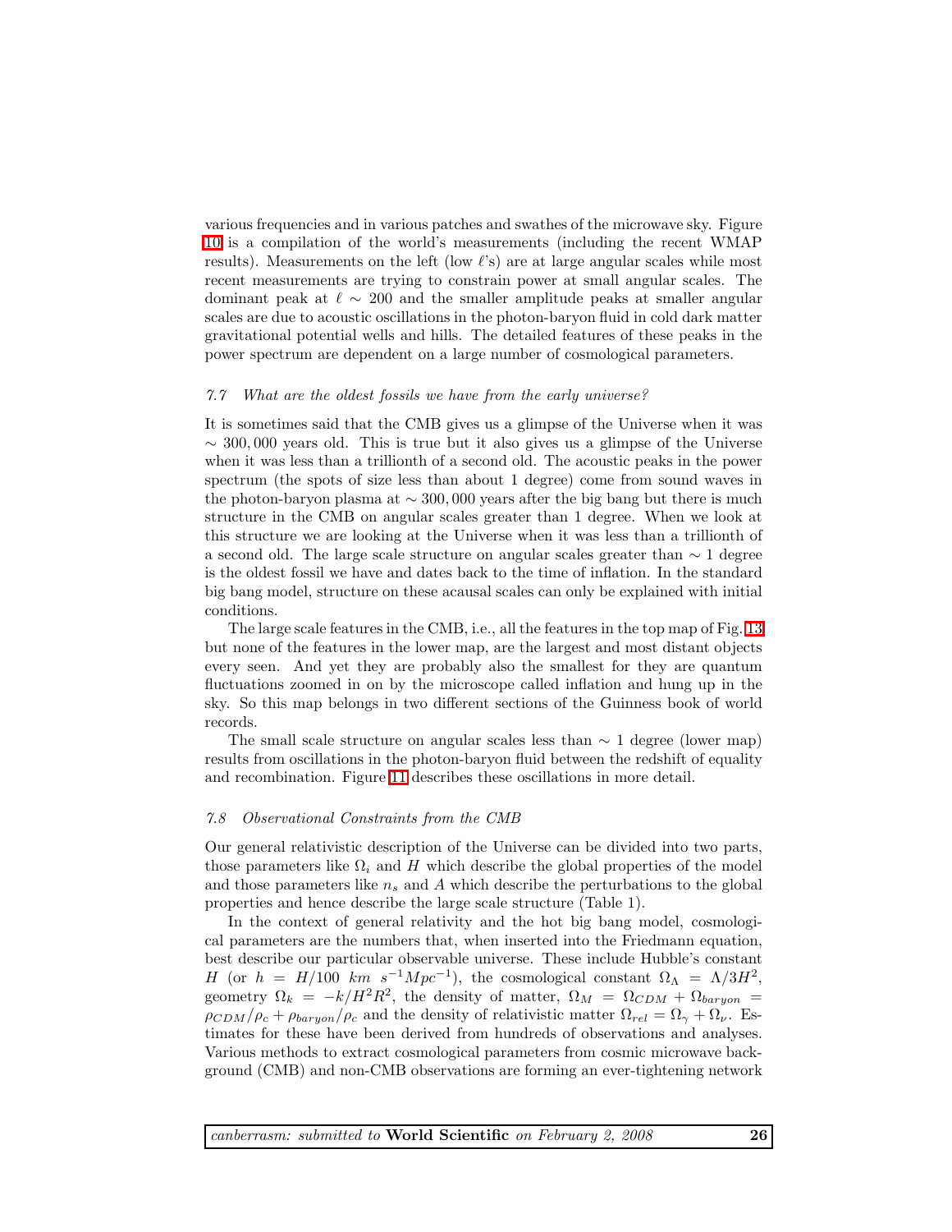various frequencies and in various patches and swathes of the microwave sky. Figure 10 is a compilation of the world's measurements (including the recent WMAP results). Measurements on the left (low $\ell$'s) are at large angular scales while most recent measurements are trying to constrain power at small angular scales. The dominant peak at $\ell \sim 200$ and the smaller amplitude peaks at smaller angular scales are due to acoustic oscillations in the photon-baryon fluid in cold dark matter gravitational potential wells and hills. The detailed features of these peaks in the power spectrum are dependent on a large number of cosmological parameters.

### *7.7 What are the oldest fossils we have from the early universe?*

It is sometimes said that the CMB gives us a glimpse of the Universe when it was $\sim 300,000$ years old. This is true but it also gives us a glimpse of the Universe when it was less than a trillionth of a second old. The acoustic peaks in the power spectrum (the spots of size less than about 1 degree) come from sound waves in the photon-baryon plasma at $\sim 300,000$ years after the big bang but there is much structure in the CMB on angular scales greater than 1 degree. When we look at this structure we are looking at the Universe when it was less than a trillionth of a second old. The large scale structure on angular scales greater than $\sim 1$ degree is the oldest fossil we have and dates back to the time of inflation. In the standard big bang model, structure on these acausal scales can only be explained with initial conditions.

The large scale features in the CMB, i.e., all the features in the top map of Fig. 13 but none of the features in the lower map, are the largest and most distant objects every seen. And yet they are probably also the smallest for they are quantum fluctuations zoomed in on by the microscope called inflation and hung up in the sky. So this map belongs in two different sections of the Guinness book of world records.

The small scale structure on angular scales less than $\sim 1$ degree (lower map) results from oscillations in the photon-baryon fluid between the redshift of equality and recombination. Figure 11 describes these oscillations in more detail.

### *7.8 Observational Constraints from the CMB*

Our general relativistic description of the Universe can be divided into two parts, those parameters like $\Omega_i$ and $H$ which describe the global properties of the model and those parameters like $n_s$ and $A$ which describe the perturbations to the global properties and hence describe the large scale structure (Table 1).

In the context of general relativity and the hot big bang model, cosmological parameters are the numbers that, when inserted into the Friedmann equation, best describe our particular observable universe. These include Hubble's constant $H$ (or $h = H/100\ km\ s^{-1} Mpc^{-1}$), the cosmological constant $\Omega_\Lambda = \Lambda/3H^2$, geometry $\Omega_k = -k/H^2R^2$, the density of matter, $\Omega_M = \Omega_{CDM} + \Omega_{baryon} = \rho_{CDM}/\rho_c + \rho_{baryon}/\rho_c$ and the density of relativistic matter $\Omega_{rel} = \Omega_\gamma + \Omega_\nu$. Estimates for these have been derived from hundreds of observations and analyses. Various methods to extract cosmological parameters from cosmic microwave background (CMB) and non-CMB observations are forming an ever-tightening network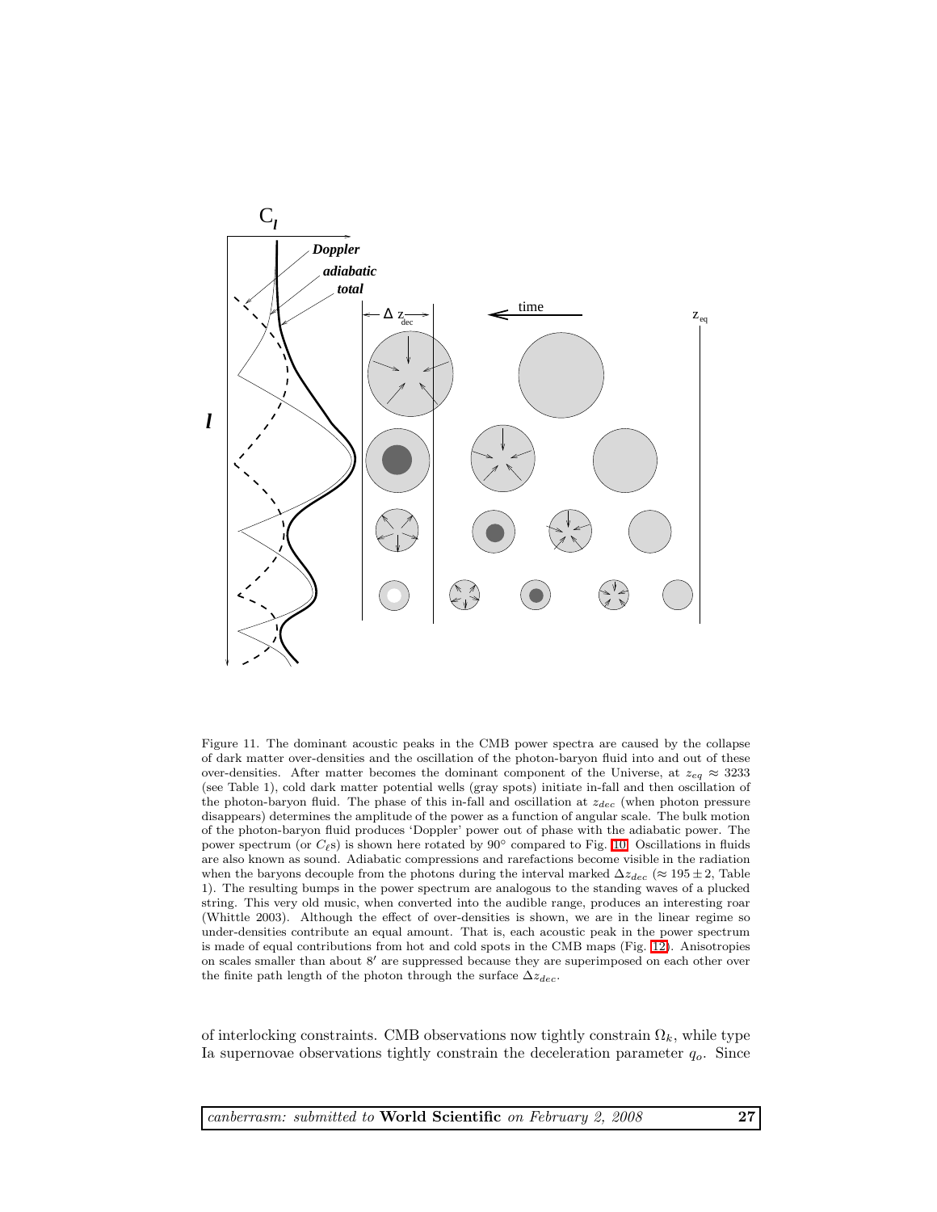Figure 11. The dominant acoustic peaks in the CMB power spectra are caused by the collapse of dark matter over-densities and the oscillation of the photon-baryon fluid into and out of these over-densities. After matter becomes the dominant component of the Universe, at $z_{eq} \approx 3233$ (see Table 1), cold dark matter potential wells (gray spots) initiate in-fall and then oscillation of the photon-baryon fluid. The phase of this in-fall and oscillation at $z_{dec}$ (when photon pressure disappears) determines the amplitude of the power as a function of angular scale. The bulk motion of the photon-baryon fluid produces 'Doppler' power out of phase with the adiabatic power. The power spectrum (or $C_\ell$s) is shown here rotated by 90° compared to Fig. 10. Oscillations in fluids are also known as sound. Adiabatic compressions and rarefactions become visible in the radiation when the baryons decouple from the photons during the interval marked $\Delta z_{dec}$ ($\approx 195 \pm 2$, Table 1). The resulting bumps in the power spectrum are analogous to the standing waves of a plucked string. This very old music, when converted into the audible range, produces an interesting roar (Whittle 2003). Although the effect of over-densities is shown, we are in the linear regime so under-densities contribute an equal amount. That is, each acoustic peak in the power spectrum is made of equal contributions from hot and cold spots in the CMB maps (Fig. 12). Anisotropies on scales smaller than about 8′ are suppressed because they are superimposed on each other over the finite path length of the photon through the surface $\Delta z_{dec}$.

of interlocking constraints. CMB observations now tightly constrain $\Omega_k$, while type Ia supernovae observations tightly constrain the deceleration parameter $q_o$. Since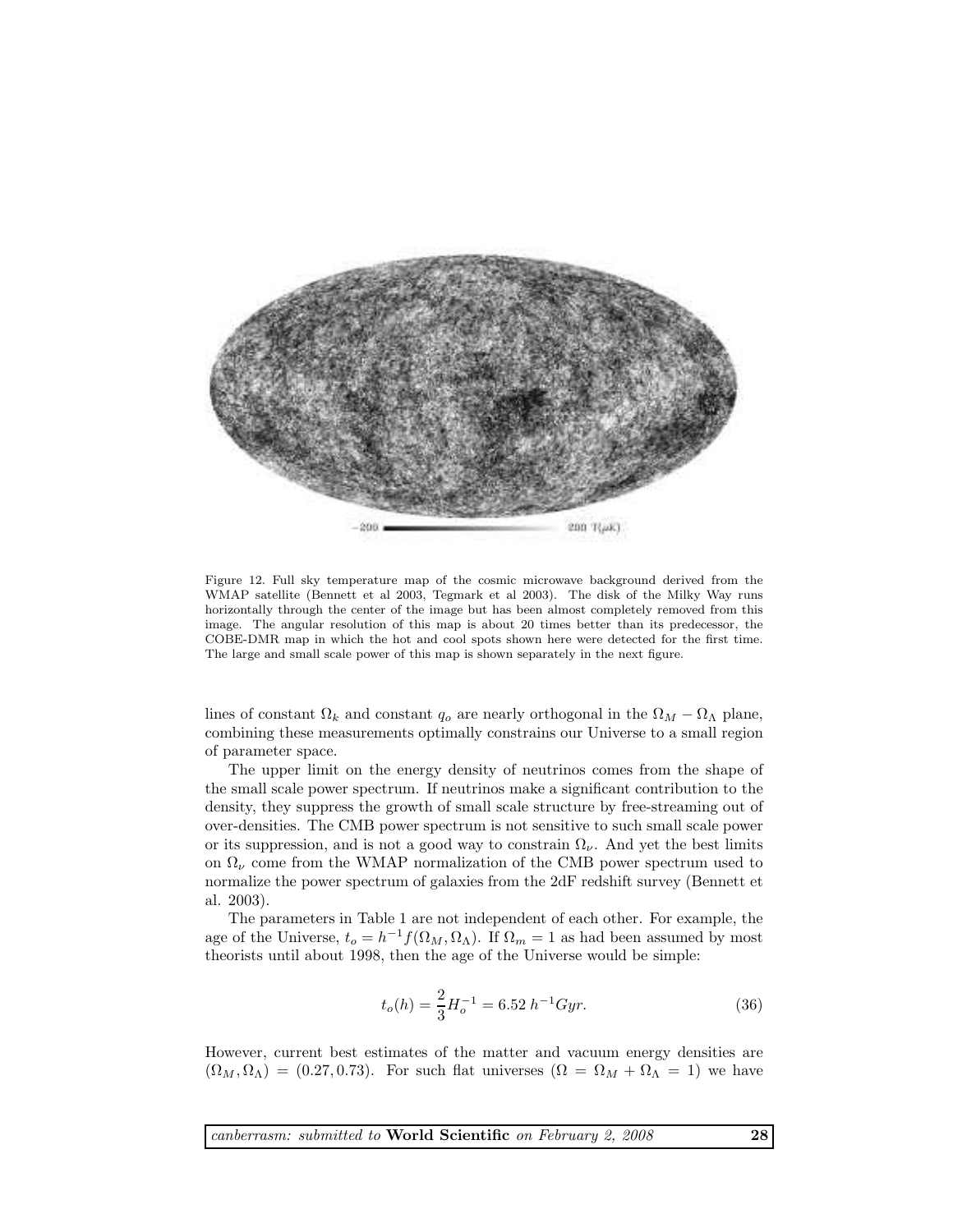Figure 12. Full sky temperature map of the cosmic microwave background derived from the WMAP satellite (Bennett et al 2003, Tegmark et al 2003). The disk of the Milky Way runs horizontally through the center of the image but has been almost completely removed from this image. The angular resolution of this map is about 20 times better than its predecessor, the COBE-DMR map in which the hot and cool spots shown here were detected for the first time. The large and small scale power of this map is shown separately in the next figure.

lines of constant $\Omega_k$ and constant $q_o$ are nearly orthogonal in the $\Omega_M - \Omega_\Lambda$ plane, combining these measurements optimally constrains our Universe to a small region of parameter space.

The upper limit on the energy density of neutrinos comes from the shape of the small scale power spectrum. If neutrinos make a significant contribution to the density, they suppress the growth of small scale structure by free-streaming out of over-densities. The CMB power spectrum is not sensitive to such small scale power or its suppression, and is not a good way to constrain $\Omega_\nu$. And yet the best limits on $\Omega_\nu$ come from the WMAP normalization of the CMB power spectrum used to normalize the power spectrum of galaxies from the 2dF redshift survey (Bennett et al. 2003).

The parameters in Table 1 are not independent of each other. For example, the age of the Universe, $t_o = h^{-1} f(\Omega_M, \Omega_\Lambda)$. If $\Omega_m = 1$ as had been assumed by most theorists until about 1998, then the age of the Universe would be simple:

$$t_o(h) = \frac{2}{3} H_o^{-1} = 6.52 \; h^{-1} Gyr. \tag{36}$$

However, current best estimates of the matter and vacuum energy densities are $(\Omega_M, \Omega_\Lambda) = (0.27, 0.73)$. For such flat universes $(\Omega = \Omega_M + \Omega_\Lambda = 1)$ we have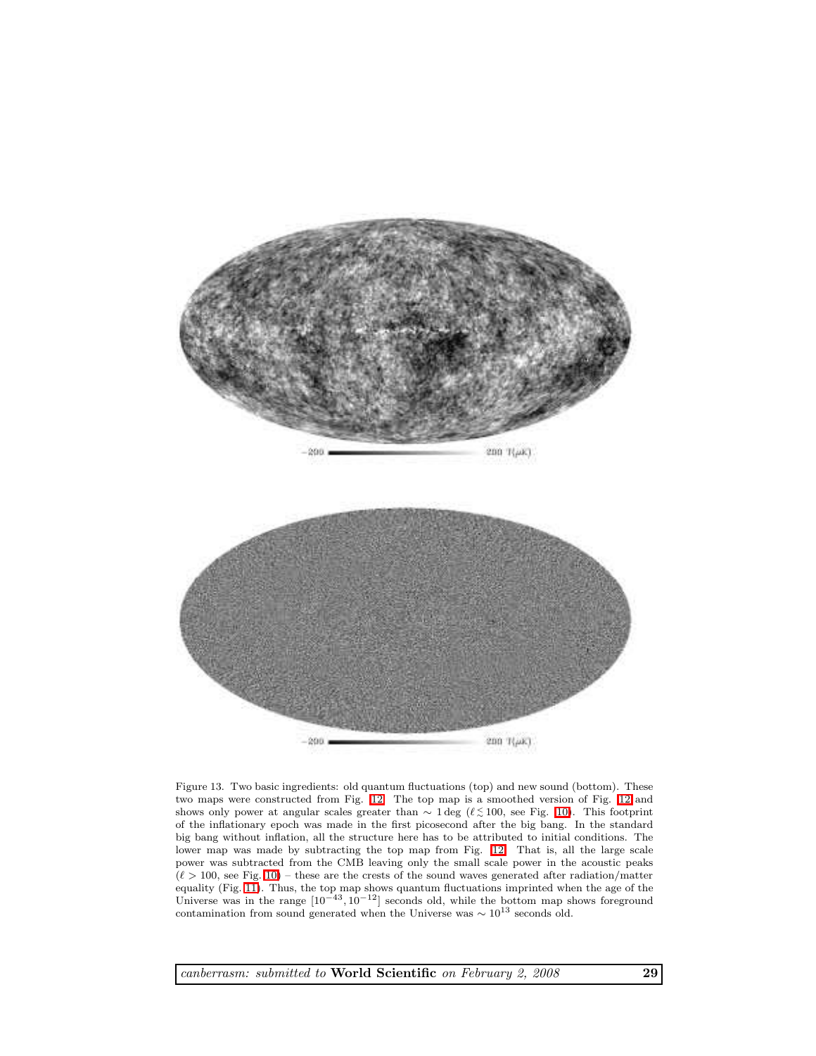−200 ━━━━━━━━━━ 200 T(μK)

−200 ━━━━━━━━━━ 200 T(μK)

Figure 13. Two basic ingredients: old quantum fluctuations (top) and new sound (bottom). These two maps were constructed from Fig. 12. The top map is a smoothed version of Fig. 12 and shows only power at angular scales greater than $\sim 1\,\mathrm{deg}$ ($\ell \lesssim 100$, see Fig. 10). This footprint of the inflationary epoch was made in the first picosecond after the big bang. In the standard big bang without inflation, all the structure here has to be attributed to initial conditions. The lower map was made by subtracting the top map from Fig. 12. That is, all the large scale power was subtracted from the CMB leaving only the small scale power in the acoustic peaks ($\ell > 100$, see Fig. 10) – these are the crests of the sound waves generated after radiation/matter equality (Fig. 11). Thus, the top map shows quantum fluctuations imprinted when the age of the Universe was in the range $[10^{-43}, 10^{-12}]$ seconds old, while the bottom map shows foreground contamination from sound generated when the Universe was $\sim 10^{13}$ seconds old.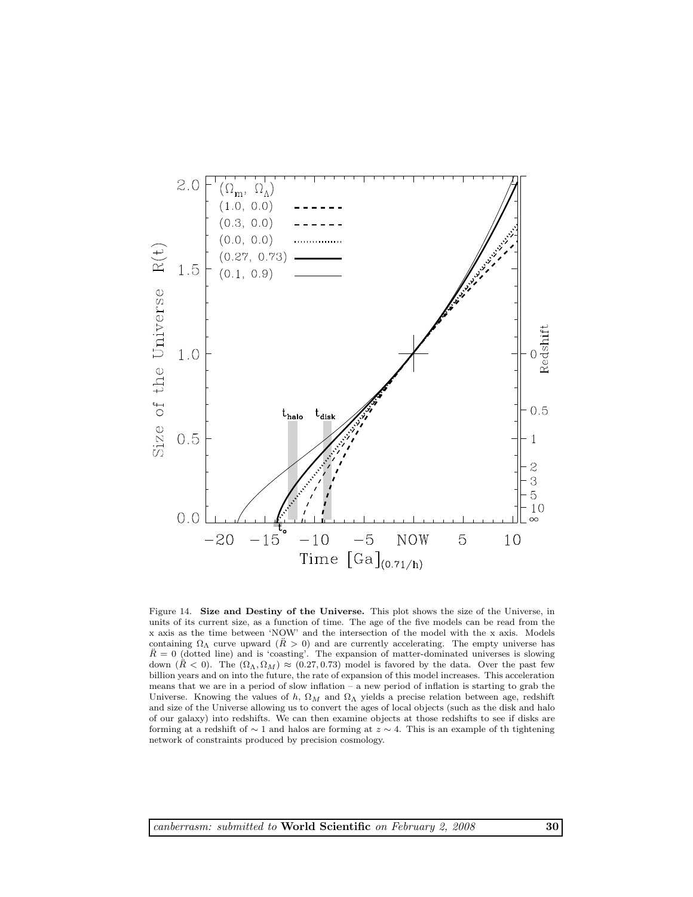Figure 14. **Size and Destiny of the Universe.** This plot shows the size of the Universe, in units of its current size, as a function of time. The age of the five models can be read from the x axis as the time between 'NOW' and the intersection of the model with the x axis. Models containing $\Omega_\Lambda$ curve upward ($\ddot{R} > 0$) and are currently accelerating. The empty universe has $\ddot{R} = 0$ (dotted line) and is 'coasting'. The expansion of matter-dominated universes is slowing down ($\ddot{R} < 0$). The $(\Omega_\Lambda, \Omega_M) \approx (0.27, 0.73)$ model is favored by the data. Over the past few billion years and on into the future, the rate of expansion of this model increases. This acceleration means that we are in a period of slow inflation – a new period of inflation is starting to grab the Universe. Knowing the values of $h$, $\Omega_M$ and $\Omega_\Lambda$ yields a precise relation between age, redshift and size of the Universe allowing us to convert the ages of local objects (such as the disk and halo of our galaxy) into redshifts. We can then examine objects at those redshifts to see if disks are forming at a redshift of $\sim 1$ and halos are forming at $z \sim 4$. This is an example of th tightening network of constraints produced by precision cosmology.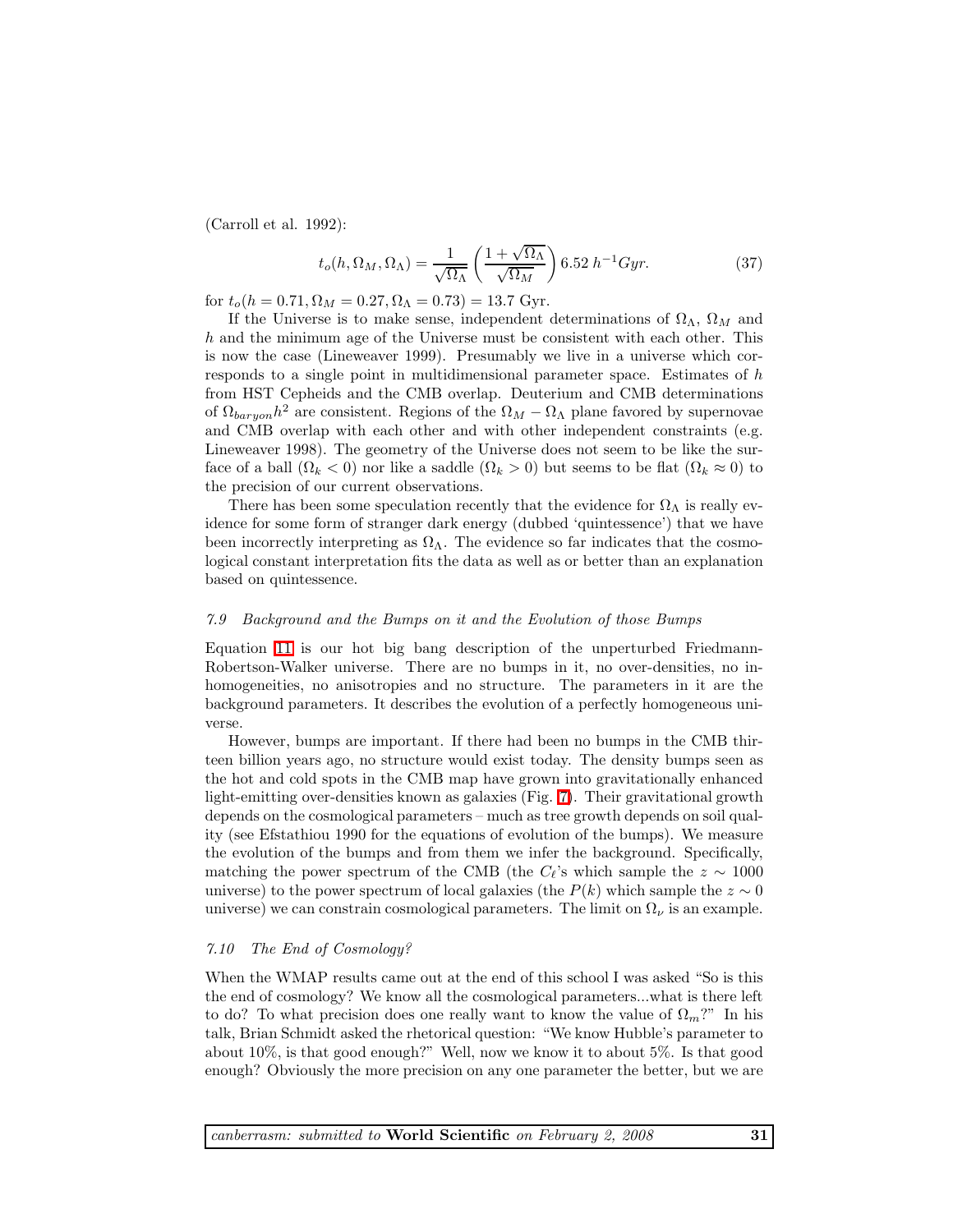(Carroll et al. 1992):

$$t_o(h, \Omega_M, \Omega_\Lambda) = \frac{1}{\sqrt{\Omega_\Lambda}} \left( \frac{1+\sqrt{\Omega_\Lambda}}{\sqrt{\Omega_M}} \right) 6.52 \ h^{-1} Gyr. \tag{37}$$

for $t_o(h = 0.71, \Omega_M = 0.27, \Omega_\Lambda = 0.73) = 13.7$ Gyr.

If the Universe is to make sense, independent determinations of $\Omega_\Lambda$, $\Omega_M$ and $h$ and the minimum age of the Universe must be consistent with each other. This is now the case (Lineweaver 1999). Presumably we live in a universe which corresponds to a single point in multidimensional parameter space. Estimates of $h$ from HST Cepheids and the CMB overlap. Deuterium and CMB determinations of $\Omega_{baryon}h^2$ are consistent. Regions of the $\Omega_M - \Omega_\Lambda$ plane favored by supernovae and CMB overlap with each other and with other independent constraints (e.g. Lineweaver 1998). The geometry of the Universe does not seem to be like the surface of a ball ($\Omega_k < 0$) nor like a saddle ($\Omega_k > 0$) but seems to be flat ($\Omega_k \approx 0$) to the precision of our current observations.

There has been some speculation recently that the evidence for $\Omega_\Lambda$ is really evidence for some form of stranger dark energy (dubbed 'quintessence') that we have been incorrectly interpreting as $\Omega_\Lambda$. The evidence so far indicates that the cosmological constant interpretation fits the data as well as or better than an explanation based on quintessence.

### *7.9 Background and the Bumps on it and the Evolution of those Bumps*

Equation 11 is our hot big bang description of the unperturbed Friedmann-Robertson-Walker universe. There are no bumps in it, no over-densities, no inhomogeneities, no anisotropies and no structure. The parameters in it are the background parameters. It describes the evolution of a perfectly homogeneous universe.

However, bumps are important. If there had been no bumps in the CMB thirteen billion years ago, no structure would exist today. The density bumps seen as the hot and cold spots in the CMB map have grown into gravitationally enhanced light-emitting over-densities known as galaxies (Fig. 7). Their gravitational growth depends on the cosmological parameters – much as tree growth depends on soil quality (see Efstathiou 1990 for the equations of evolution of the bumps). We measure the evolution of the bumps and from them we infer the background. Specifically, matching the power spectrum of the CMB (the $C_\ell$'s which sample the $z \sim 1000$ universe) to the power spectrum of local galaxies (the $P(k)$ which sample the $z \sim 0$ universe) we can constrain cosmological parameters. The limit on $\Omega_\nu$ is an example.

### *7.10 The End of Cosmology?*

When the WMAP results came out at the end of this school I was asked "So is this the end of cosmology? We know all the cosmological parameters...what is there left to do? To what precision does one really want to know the value of $\Omega_m$?" In his talk, Brian Schmidt asked the rhetorical question: "We know Hubble's parameter to about 10%, is that good enough?" Well, now we know it to about 5%. Is that good enough? Obviously the more precision on any one parameter the better, but we are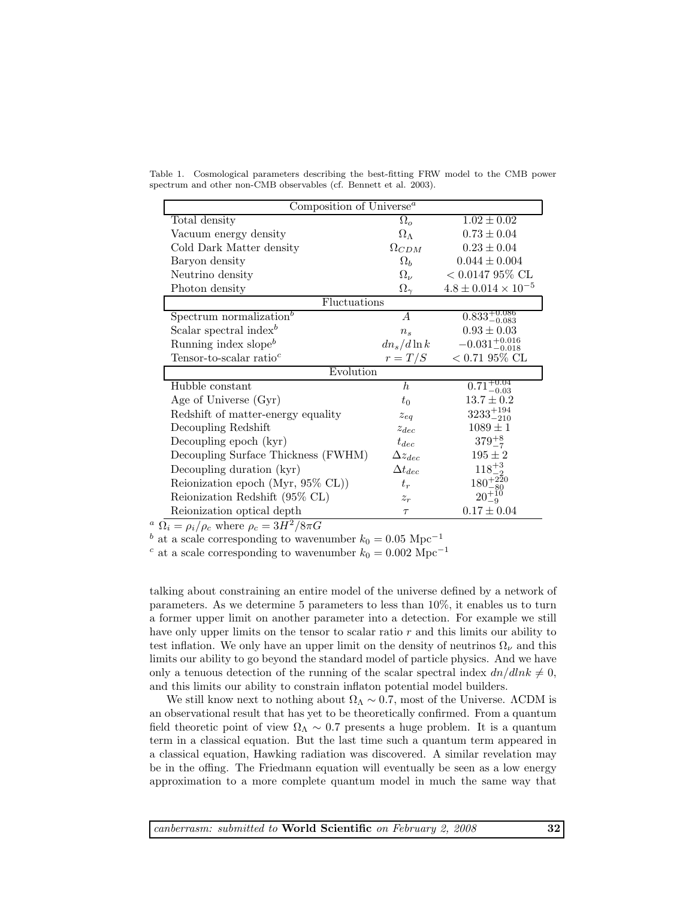Table 1. Cosmological parameters describing the best-fitting FRW model to the CMB power spectrum and other non-CMB observables (cf. Bennett et al. 2003).

| Composition of Universe[a] | | |
|---|---|---|
| Total density | $\Omega_o$ | $1.02 \pm 0.02$ |
| Vacuum energy density | $\Omega_\Lambda$ | $0.73 \pm 0.04$ |
| Cold Dark Matter density | $\Omega_{CDM}$ | $0.23 \pm 0.04$ |
| Baryon density | $\Omega_b$ | $0.044 \pm 0.004$ |
| Neutrino density | $\Omega_\nu$ | $< 0.0147$ 95% CL |
| Photon density | $\Omega_\gamma$ | $4.8 \pm 0.014 \times 10^{-5}$ |
| **Fluctuations** | | |
| Spectrum normalization[b] | $A$ | $0.833^{+0.086}_{-0.083}$ |
| Scalar spectral index[b] | $n_s$ | $0.93 \pm 0.03$ |
| Running index slope[b] | $dn_s/d\ln k$ | $-0.031^{+0.016}_{-0.018}$ |
| Tensor-to-scalar ratio[c] | $r = T/S$ | $< 0.71$ 95% CL |
| **Evolution** | | |
| Hubble constant | $h$ | $0.71^{+0.04}_{-0.03}$ |
| Age of Universe (Gyr) | $t_0$ | $13.7 \pm 0.2$ |
| Redshift of matter-energy equality | $z_{eq}$ | $3233^{+194}_{-210}$ |
| Decoupling Redshift | $z_{dec}$ | $1089 \pm 1$ |
| Decoupling epoch (kyr) | $t_{dec}$ | $379^{+8}_{-7}$ |
| Decoupling Surface Thickness (FWHM) | $\Delta z_{dec}$ | $195 \pm 2$ |
| Decoupling duration (kyr) | $\Delta t_{dec}$ | $118^{+3}_{-2}$ |
| Reionization epoch (Myr, 95% CL)) | $t_r$ | $180^{+220}_{-80}$ |
| Reionization Redshift (95% CL) | $z_r$ | $20^{+10}_{-9}$ |
| Reionization optical depth | $\tau$ | $0.17 \pm 0.04$ |

[a] $\Omega_i = \rho_i/\rho_c$ where $\rho_c = 3H^2/8\pi G$

[b] at a scale corresponding to wavenumber $k_0 = 0.05$ Mpc$^{-1}$

[c] at a scale corresponding to wavenumber $k_0 = 0.002$ Mpc$^{-1}$

talking about constraining an entire model of the universe defined by a network of parameters. As we determine 5 parameters to less than 10%, it enables us to turn a former upper limit on another parameter into a detection. For example we still have only upper limits on the tensor to scalar ratio $r$ and this limits our ability to test inflation. We only have an upper limit on the density of neutrinos $\Omega_\nu$ and this limits our ability to go beyond the standard model of particle physics. And we have only a tenuous detection of the running of the scalar spectral index $dn/dlnk \neq 0$, and this limits our ability to constrain inflaton potential model builders.

We still know next to nothing about $\Omega_\Lambda \sim 0.7$, most of the Universe. ΛCDM is an observational result that has yet to be theoretically confirmed. From a quantum field theoretic point of view $\Omega_\Lambda \sim 0.7$ presents a huge problem. It is a quantum term in a classical equation. But the last time such a quantum term appeared in a classical equation, Hawking radiation was discovered. A similar revelation may be in the offing. The Friedmann equation will eventually be seen as a low energy approximation to a more complete quantum model in much the same way that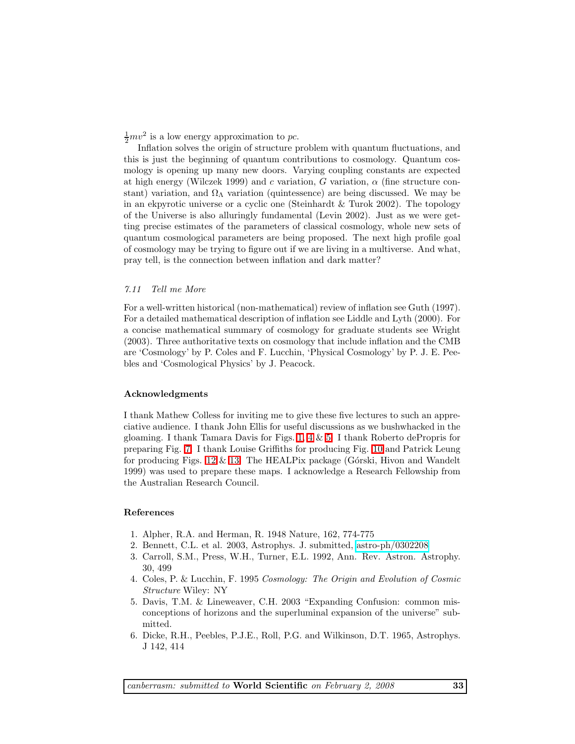$\frac{1}{2}mv^2$ is a low energy approximation to $pc$.

Inflation solves the origin of structure problem with quantum fluctuations, and this is just the beginning of quantum contributions to cosmology. Quantum cosmology is opening up many new doors. Varying coupling constants are expected at high energy (Wilczek 1999) and $c$ variation, $G$ variation, $\alpha$ (fine structure constant) variation, and $\Omega_\Lambda$ variation (quintessence) are being discussed. We may be in an ekpyrotic universe or a cyclic one (Steinhardt & Turok 2002). The topology of the Universe is also alluringly fundamental (Levin 2002). Just as we were getting precise estimates of the parameters of classical cosmology, whole new sets of quantum cosmological parameters are being proposed. The next high profile goal of cosmology may be trying to figure out if we are living in a multiverse. And what, pray tell, is the connection between inflation and dark matter?

### *7.11 Tell me More*

For a well-written historical (non-mathematical) review of inflation see Guth (1997). For a detailed mathematical description of inflation see Liddle and Lyth (2000). For a concise mathematical summary of cosmology for graduate students see Wright (2003). Three authoritative texts on cosmology that include inflation and the CMB are 'Cosmology' by P. Coles and F. Lucchin, 'Physical Cosmology' by P. J. E. Peebles and 'Cosmological Physics' by J. Peacock.

## Acknowledgments

I thank Mathew Colless for inviting me to give these five lectures to such an appreciative audience. I thank John Ellis for useful discussions as we bushwhacked in the gloaming. I thank Tamara Davis for Figs. 1, 4 & 5. I thank Roberto dePropris for preparing Fig. 7. I thank Louise Griffiths for producing Fig. 10 and Patrick Leung for producing Figs. 12 & 13. The HEALPix package (Górski, Hivon and Wandelt 1999) was used to prepare these maps. I acknowledge a Research Fellowship from the Australian Research Council.

## References

1. Alpher, R.A. and Herman, R. 1948 Nature, 162, 774-775
2. Bennett, C.L. et al. 2003, Astrophys. J. submitted, astro-ph/0302208
3. Carroll, S.M., Press, W.H., Turner, E.L. 1992, Ann. Rev. Astron. Astrophy. 30, 499
4. Coles, P. & Lucchin, F. 1995 *Cosmology: The Origin and Evolution of Cosmic Structure* Wiley: NY
5. Davis, T.M. & Lineweaver, C.H. 2003 "Expanding Confusion: common misconceptions of horizons and the superluminal expansion of the universe" submitted.
6. Dicke, R.H., Peebles, P.J.E., Roll, P.G. and Wilkinson, D.T. 1965, Astrophys. J 142, 414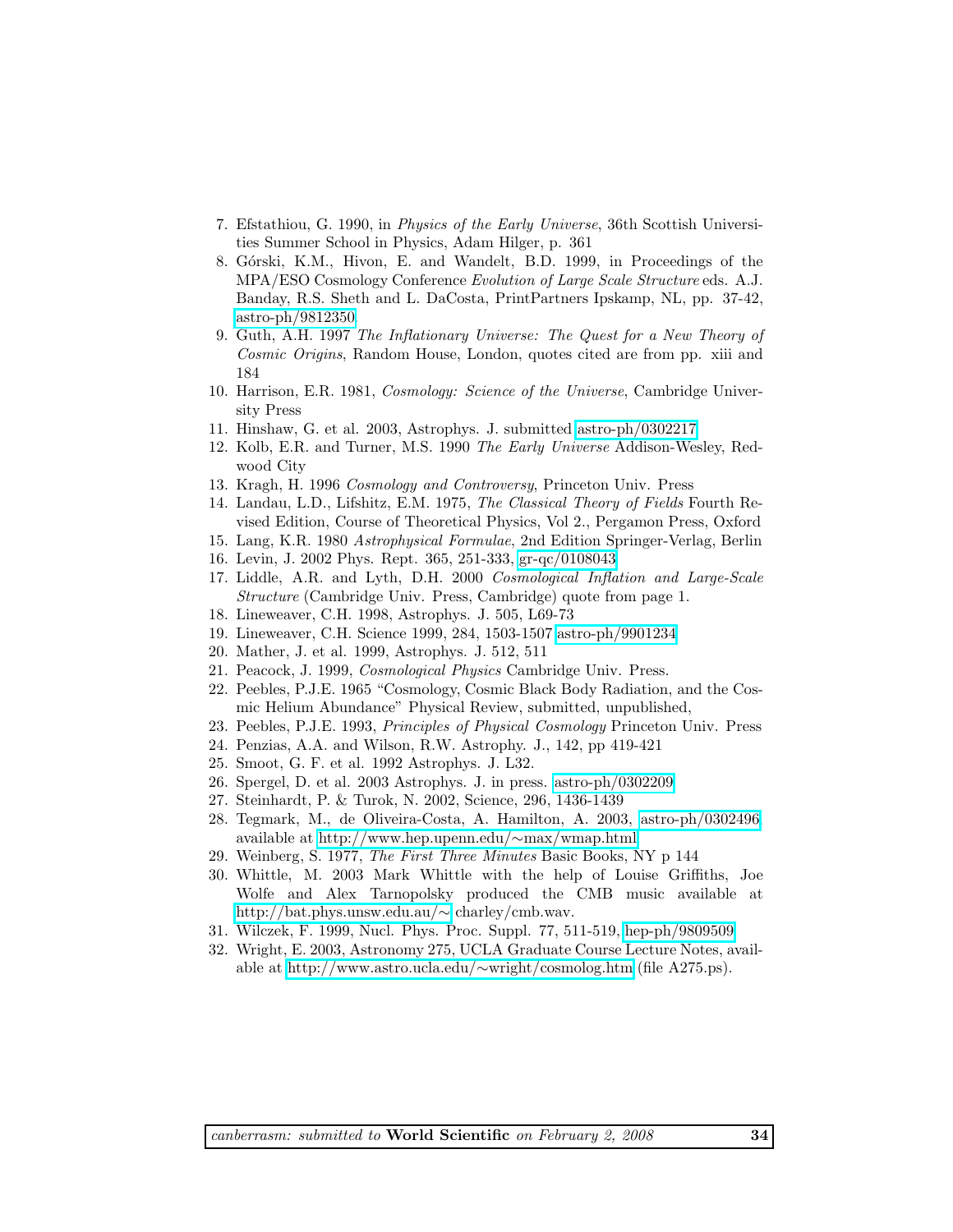7. Efstathiou, G. 1990, in *Physics of the Early Universe*, 36th Scottish Universities Summer School in Physics, Adam Hilger, p. 361
8. Górski, K.M., Hivon, E. and Wandelt, B.D. 1999, in Proceedings of the MPA/ESO Cosmology Conference *Evolution of Large Scale Structure* eds. A.J. Banday, R.S. Sheth and L. DaCosta, PrintPartners Ipskamp, NL, pp. 37-42, astro-ph/9812350.
9. Guth, A.H. 1997 *The Inflationary Universe: The Quest for a New Theory of Cosmic Origins*, Random House, London, quotes cited are from pp. xiii and 184
10. Harrison, E.R. 1981, *Cosmology: Science of the Universe*, Cambridge University Press
11. Hinshaw, G. et al. 2003, Astrophys. J. submitted astro-ph/0302217
12. Kolb, E.R. and Turner, M.S. 1990 *The Early Universe* Addison-Wesley, Redwood City
13. Kragh, H. 1996 *Cosmology and Controversy*, Princeton Univ. Press
14. Landau, L.D., Lifshitz, E.M. 1975, *The Classical Theory of Fields* Fourth Revised Edition, Course of Theoretical Physics, Vol 2., Pergamon Press, Oxford
15. Lang, K.R. 1980 *Astrophysical Formulae*, 2nd Edition Springer-Verlag, Berlin
16. Levin, J. 2002 Phys. Rept. 365, 251-333, gr-qc/0108043
17. Liddle, A.R. and Lyth, D.H. 2000 *Cosmological Inflation and Large-Scale Structure* (Cambridge Univ. Press, Cambridge) quote from page 1.
18. Lineweaver, C.H. 1998, Astrophys. J. 505, L69-73
19. Lineweaver, C.H. Science 1999, 284, 1503-1507 astro-ph/9901234
20. Mather, J. et al. 1999, Astrophys. J. 512, 511
21. Peacock, J. 1999, *Cosmological Physics* Cambridge Univ. Press.
22. Peebles, P.J.E. 1965 "Cosmology, Cosmic Black Body Radiation, and the Cosmic Helium Abundance" Physical Review, submitted, unpublished,
23. Peebles, P.J.E. 1993, *Principles of Physical Cosmology* Princeton Univ. Press
24. Penzias, A.A. and Wilson, R.W. Astrophy. J., 142, pp 419-421
25. Smoot, G. F. et al. 1992 Astrophys. J. L32.
26. Spergel, D. et al. 2003 Astrophys. J. in press. astro-ph/0302209
27. Steinhardt, P. & Turok, N. 2002, Science, 296, 1436-1439
28. Tegmark, M., de Oliveira-Costa, A. Hamilton, A. 2003, astro-ph/0302496 available at http://www.hep.upenn.edu/∼max/wmap.html
29. Weinberg, S. 1977, *The First Three Minutes* Basic Books, NY p 144
30. Whittle, M. 2003 Mark Whittle with the help of Louise Griffiths, Joe Wolfe and Alex Tarnopolsky produced the CMB music available at http://bat.phys.unsw.edu.au/∼ charley/cmb.wav.
31. Wilczek, F. 1999, Nucl. Phys. Proc. Suppl. 77, 511-519, hep-ph/9809509
32. Wright, E. 2003, Astronomy 275, UCLA Graduate Course Lecture Notes, available at http://www.astro.ucla.edu/∼wright/cosmolog.htm (file A275.ps).